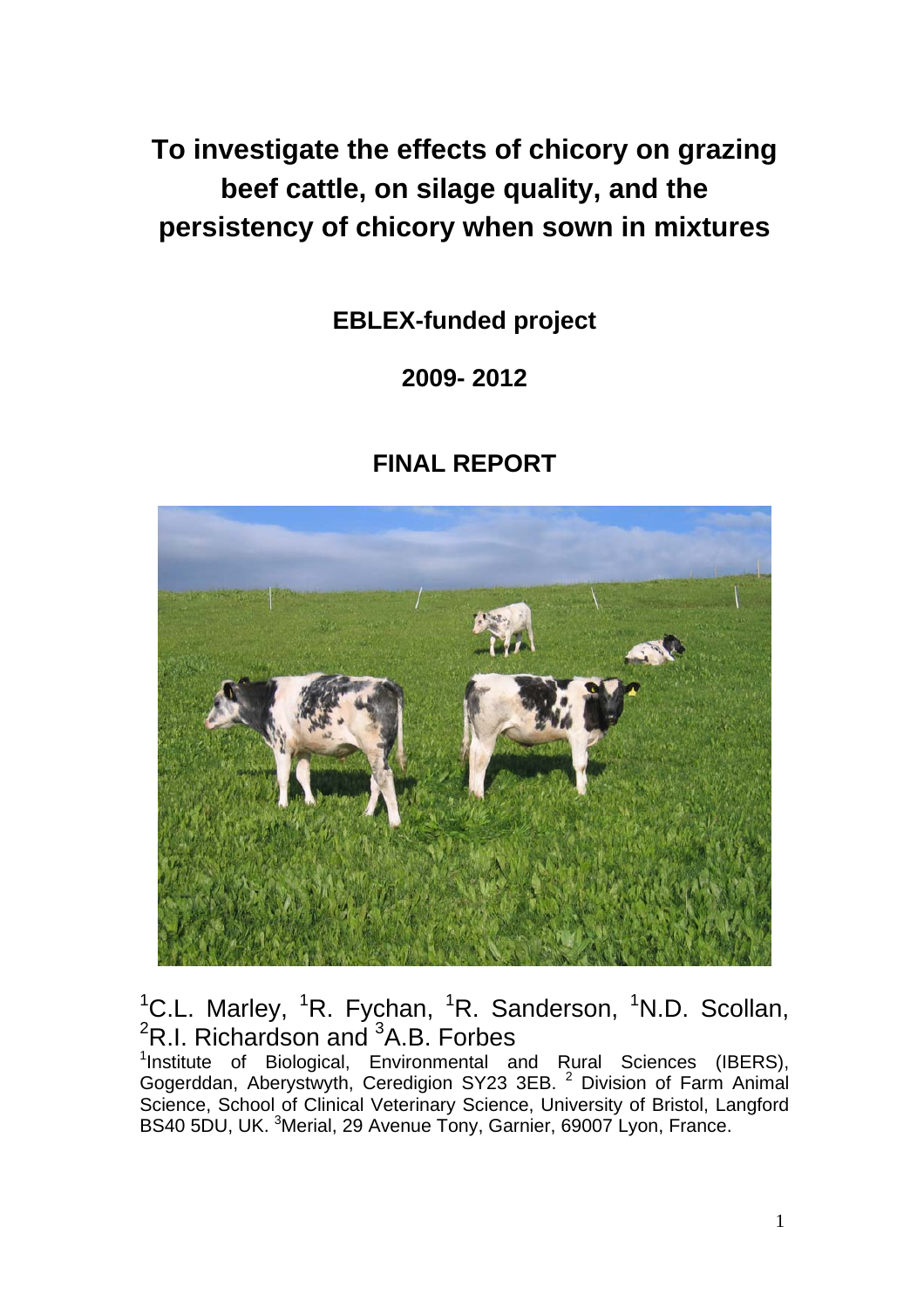# To investigate the effects of chicory on grazing beef cattle, on silage quality, and the persistency of chicory when sown in mixtures

**EBLEX-funded project**

**2009- 2012**

**FINAL REPORT**

[1]C.L. Marley, [1]R. Fychan, [1]R. Sanderson, [1]N.D. Scollan, [2]R.I. Richardson and [3]A.B. Forbes

[1]Institute of Biological, Environmental and Rural Sciences (IBERS), Gogerddan, Aberystwyth, Ceredigion SY23 3EB. [2] Division of Farm Animal Science, School of Clinical Veterinary Science, University of Bristol, Langford BS40 5DU, UK. [3]Merial, 29 Avenue Tony, Garnier, 69007 Lyon, France.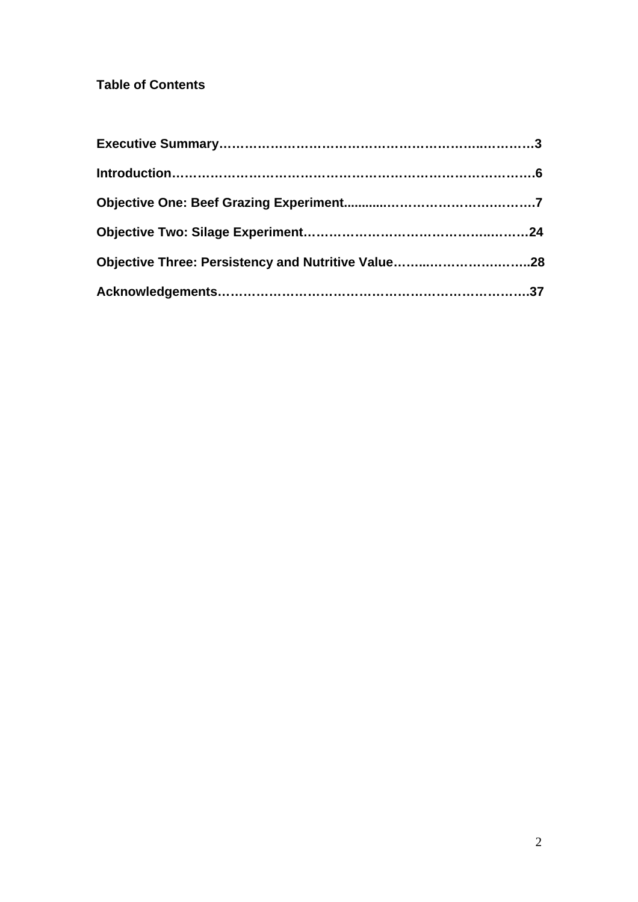**Table of Contents**

**Executive Summary……………………………………………………..………3**

**Introduction……………………………………………………………………….6**

**Objective One: Beef Grazing Experiment............……………………………7**

**Objective Two: Silage Experiment…………………………………..………24**

**Objective Three: Persistency and Nutritive Value……..…………………..28**

**Acknowledgements……………………………………………………………..37**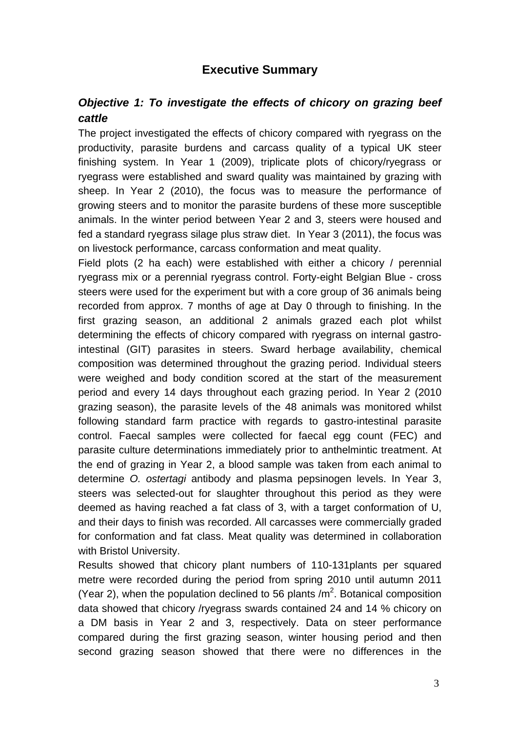# Executive Summary

## *Objective 1: To investigate the effects of chicory on grazing beef cattle*

The project investigated the effects of chicory compared with ryegrass on the productivity, parasite burdens and carcass quality of a typical UK steer finishing system. In Year 1 (2009), triplicate plots of chicory/ryegrass or ryegrass were established and sward quality was maintained by grazing with sheep. In Year 2 (2010), the focus was to measure the performance of growing steers and to monitor the parasite burdens of these more susceptible animals. In the winter period between Year 2 and 3, steers were housed and fed a standard ryegrass silage plus straw diet. In Year 3 (2011), the focus was on livestock performance, carcass conformation and meat quality.

Field plots (2 ha each) were established with either a chicory / perennial ryegrass mix or a perennial ryegrass control. Forty-eight Belgian Blue - cross steers were used for the experiment but with a core group of 36 animals being recorded from approx. 7 months of age at Day 0 through to finishing. In the first grazing season, an additional 2 animals grazed each plot whilst determining the effects of chicory compared with ryegrass on internal gastro-intestinal (GIT) parasites in steers. Sward herbage availability, chemical composition was determined throughout the grazing period. Individual steers were weighed and body condition scored at the start of the measurement period and every 14 days throughout each grazing period. In Year 2 (2010 grazing season), the parasite levels of the 48 animals was monitored whilst following standard farm practice with regards to gastro-intestinal parasite control. Faecal samples were collected for faecal egg count (FEC) and parasite culture determinations immediately prior to anthelmintic treatment. At the end of grazing in Year 2, a blood sample was taken from each animal to determine *O. ostertagi* antibody and plasma pepsinogen levels. In Year 3, steers was selected-out for slaughter throughout this period as they were deemed as having reached a fat class of 3, with a target conformation of U, and their days to finish was recorded. All carcasses were commercially graded for conformation and fat class. Meat quality was determined in collaboration with Bristol University.

Results showed that chicory plant numbers of 110-131plants per squared metre were recorded during the period from spring 2010 until autumn 2011 (Year 2), when the population declined to 56 plants /m$^2$. Botanical composition data showed that chicory /ryegrass swards contained 24 and 14 % chicory on a DM basis in Year 2 and 3, respectively. Data on steer performance compared during the first grazing season, winter housing period and then second grazing season showed that there were no differences in the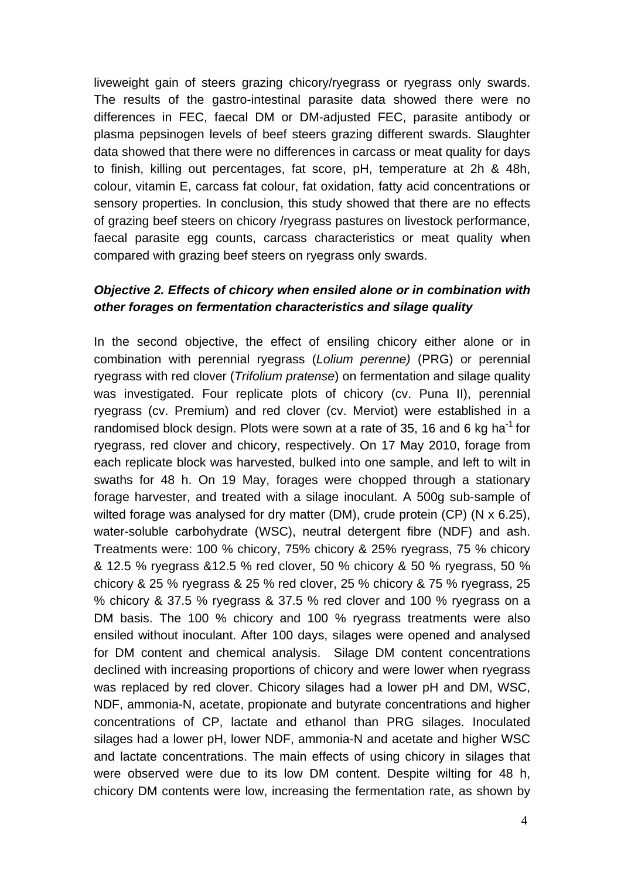liveweight gain of steers grazing chicory/ryegrass or ryegrass only swards. The results of the gastro-intestinal parasite data showed there were no differences in FEC, faecal DM or DM-adjusted FEC, parasite antibody or plasma pepsinogen levels of beef steers grazing different swards. Slaughter data showed that there were no differences in carcass or meat quality for days to finish, killing out percentages, fat score, pH, temperature at 2h & 48h, colour, vitamin E, carcass fat colour, fat oxidation, fatty acid concentrations or sensory properties. In conclusion, this study showed that there are no effects of grazing beef steers on chicory /ryegrass pastures on livestock performance, faecal parasite egg counts, carcass characteristics or meat quality when compared with grazing beef steers on ryegrass only swards.

### *Objective 2. Effects of chicory when ensiled alone or in combination with other forages on fermentation characteristics and silage quality*

In the second objective, the effect of ensiling chicory either alone or in combination with perennial ryegrass (*Lolium perenne)* (PRG) or perennial ryegrass with red clover (*Trifolium pratense*) on fermentation and silage quality was investigated. Four replicate plots of chicory (cv. Puna II), perennial ryegrass (cv. Premium) and red clover (cv. Merviot) were established in a randomised block design. Plots were sown at a rate of 35, 16 and 6 kg ha$^{-1}$ for ryegrass, red clover and chicory, respectively. On 17 May 2010, forage from each replicate block was harvested, bulked into one sample, and left to wilt in swaths for 48 h. On 19 May, forages were chopped through a stationary forage harvester, and treated with a silage inoculant. A 500g sub-sample of wilted forage was analysed for dry matter (DM), crude protein (CP) (N x 6.25), water-soluble carbohydrate (WSC), neutral detergent fibre (NDF) and ash. Treatments were: 100 % chicory, 75% chicory & 25% ryegrass, 75 % chicory & 12.5 % ryegrass &12.5 % red clover, 50 % chicory & 50 % ryegrass, 50 % chicory & 25 % ryegrass & 25 % red clover, 25 % chicory & 75 % ryegrass, 25 % chicory & 37.5 % ryegrass & 37.5 % red clover and 100 % ryegrass on a DM basis. The 100 % chicory and 100 % ryegrass treatments were also ensiled without inoculant. After 100 days, silages were opened and analysed for DM content and chemical analysis. Silage DM content concentrations declined with increasing proportions of chicory and were lower when ryegrass was replaced by red clover. Chicory silages had a lower pH and DM, WSC, NDF, ammonia-N, acetate, propionate and butyrate concentrations and higher concentrations of CP, lactate and ethanol than PRG silages. Inoculated silages had a lower pH, lower NDF, ammonia-N and acetate and higher WSC and lactate concentrations. The main effects of using chicory in silages that were observed were due to its low DM content. Despite wilting for 48 h, chicory DM contents were low, increasing the fermentation rate, as shown by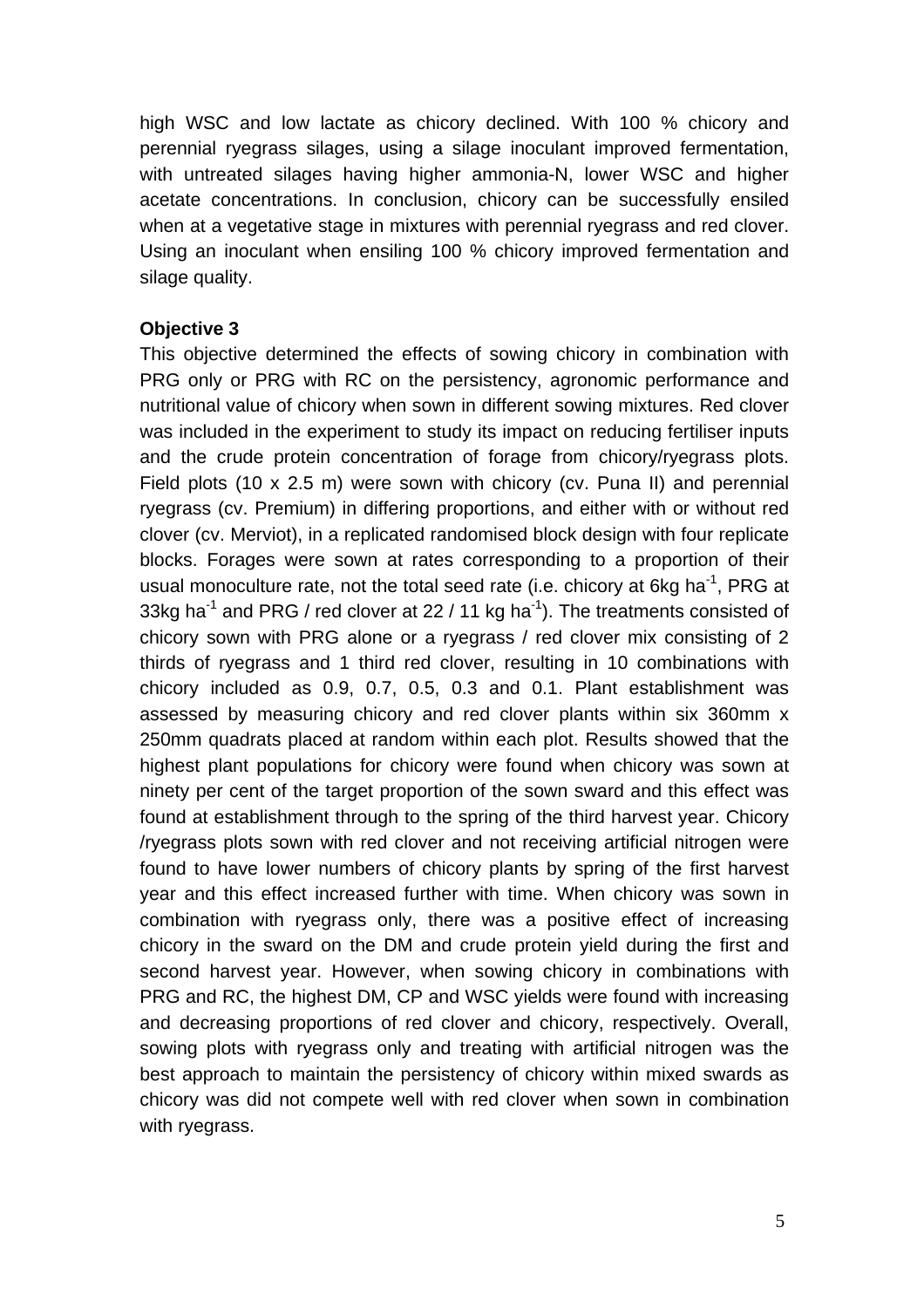high WSC and low lactate as chicory declined. With 100 % chicory and perennial ryegrass silages, using a silage inoculant improved fermentation, with untreated silages having higher ammonia-N, lower WSC and higher acetate concentrations. In conclusion, chicory can be successfully ensiled when at a vegetative stage in mixtures with perennial ryegrass and red clover. Using an inoculant when ensiling 100 % chicory improved fermentation and silage quality.

**Objective 3**

This objective determined the effects of sowing chicory in combination with PRG only or PRG with RC on the persistency, agronomic performance and nutritional value of chicory when sown in different sowing mixtures. Red clover was included in the experiment to study its impact on reducing fertiliser inputs and the crude protein concentration of forage from chicory/ryegrass plots. Field plots (10 x 2.5 m) were sown with chicory (cv. Puna II) and perennial ryegrass (cv. Premium) in differing proportions, and either with or without red clover (cv. Merviot), in a replicated randomised block design with four replicate blocks. Forages were sown at rates corresponding to a proportion of their usual monoculture rate, not the total seed rate (i.e. chicory at 6kg ha$^{-1}$, PRG at 33kg ha$^{-1}$ and PRG / red clover at 22 / 11 kg ha$^{-1}$). The treatments consisted of chicory sown with PRG alone or a ryegrass / red clover mix consisting of 2 thirds of ryegrass and 1 third red clover, resulting in 10 combinations with chicory included as 0.9, 0.7, 0.5, 0.3 and 0.1. Plant establishment was assessed by measuring chicory and red clover plants within six 360mm x 250mm quadrats placed at random within each plot. Results showed that the highest plant populations for chicory were found when chicory was sown at ninety per cent of the target proportion of the sown sward and this effect was found at establishment through to the spring of the third harvest year. Chicory /ryegrass plots sown with red clover and not receiving artificial nitrogen were found to have lower numbers of chicory plants by spring of the first harvest year and this effect increased further with time. When chicory was sown in combination with ryegrass only, there was a positive effect of increasing chicory in the sward on the DM and crude protein yield during the first and second harvest year. However, when sowing chicory in combinations with PRG and RC, the highest DM, CP and WSC yields were found with increasing and decreasing proportions of red clover and chicory, respectively. Overall, sowing plots with ryegrass only and treating with artificial nitrogen was the best approach to maintain the persistency of chicory within mixed swards as chicory was did not compete well with red clover when sown in combination with ryegrass.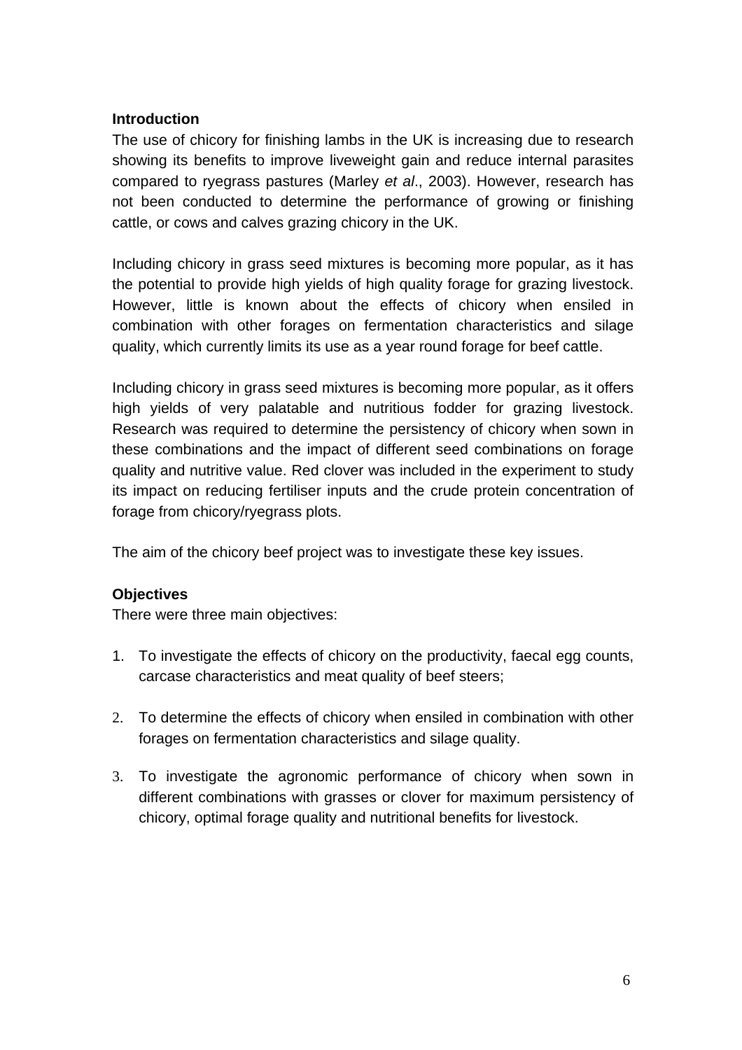## Introduction

The use of chicory for finishing lambs in the UK is increasing due to research showing its benefits to improve liveweight gain and reduce internal parasites compared to ryegrass pastures (Marley *et al*., 2003). However, research has not been conducted to determine the performance of growing or finishing cattle, or cows and calves grazing chicory in the UK.

Including chicory in grass seed mixtures is becoming more popular, as it has the potential to provide high yields of high quality forage for grazing livestock. However, little is known about the effects of chicory when ensiled in combination with other forages on fermentation characteristics and silage quality, which currently limits its use as a year round forage for beef cattle.

Including chicory in grass seed mixtures is becoming more popular, as it offers high yields of very palatable and nutritious fodder for grazing livestock. Research was required to determine the persistency of chicory when sown in these combinations and the impact of different seed combinations on forage quality and nutritive value. Red clover was included in the experiment to study its impact on reducing fertiliser inputs and the crude protein concentration of forage from chicory/ryegrass plots.

The aim of the chicory beef project was to investigate these key issues.

## Objectives

There were three main objectives:

1. To investigate the effects of chicory on the productivity, faecal egg counts, carcase characteristics and meat quality of beef steers;
2. To determine the effects of chicory when ensiled in combination with other forages on fermentation characteristics and silage quality.
3. To investigate the agronomic performance of chicory when sown in different combinations with grasses or clover for maximum persistency of chicory, optimal forage quality and nutritional benefits for livestock.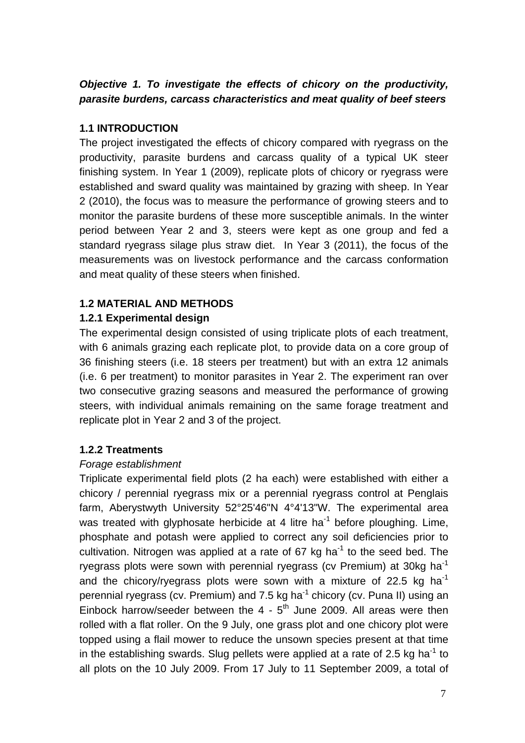***Objective 1. To investigate the effects of chicory on the productivity, parasite burdens, carcass characteristics and meat quality of beef steers***

### 1.1 INTRODUCTION

The project investigated the effects of chicory compared with ryegrass on the productivity, parasite burdens and carcass quality of a typical UK steer finishing system. In Year 1 (2009), replicate plots of chicory or ryegrass were established and sward quality was maintained by grazing with sheep. In Year 2 (2010), the focus was to measure the performance of growing steers and to monitor the parasite burdens of these more susceptible animals. In the winter period between Year 2 and 3, steers were kept as one group and fed a standard ryegrass silage plus straw diet. In Year 3 (2011), the focus of the measurements was on livestock performance and the carcass conformation and meat quality of these steers when finished.

### 1.2 MATERIAL AND METHODS

#### 1.2.1 Experimental design

The experimental design consisted of using triplicate plots of each treatment, with 6 animals grazing each replicate plot, to provide data on a core group of 36 finishing steers (i.e. 18 steers per treatment) but with an extra 12 animals (i.e. 6 per treatment) to monitor parasites in Year 2. The experiment ran over two consecutive grazing seasons and measured the performance of growing steers, with individual animals remaining on the same forage treatment and replicate plot in Year 2 and 3 of the project.

#### 1.2.2 Treatments

*Forage establishment*

Triplicate experimental field plots (2 ha each) were established with either a chicory / perennial ryegrass mix or a perennial ryegrass control at Penglais farm, Aberystwyth University 52°25'46"N 4°4'13"W. The experimental area was treated with glyphosate herbicide at 4 litre ha$^{-1}$ before ploughing. Lime, phosphate and potash were applied to correct any soil deficiencies prior to cultivation. Nitrogen was applied at a rate of 67 kg ha$^{-1}$ to the seed bed. The ryegrass plots were sown with perennial ryegrass (cv Premium) at 30kg ha$^{-1}$ and the chicory/ryegrass plots were sown with a mixture of 22.5 kg ha$^{-1}$ perennial ryegrass (cv. Premium) and 7.5 kg ha$^{-1}$ chicory (cv. Puna II) using an Einbock harrow/seeder between the 4 - 5$^{th}$ June 2009. All areas were then rolled with a flat roller. On the 9 July, one grass plot and one chicory plot were topped using a flail mower to reduce the unsown species present at that time in the establishing swards. Slug pellets were applied at a rate of 2.5 kg ha$^{-1}$ to all plots on the 10 July 2009. From 17 July to 11 September 2009, a total of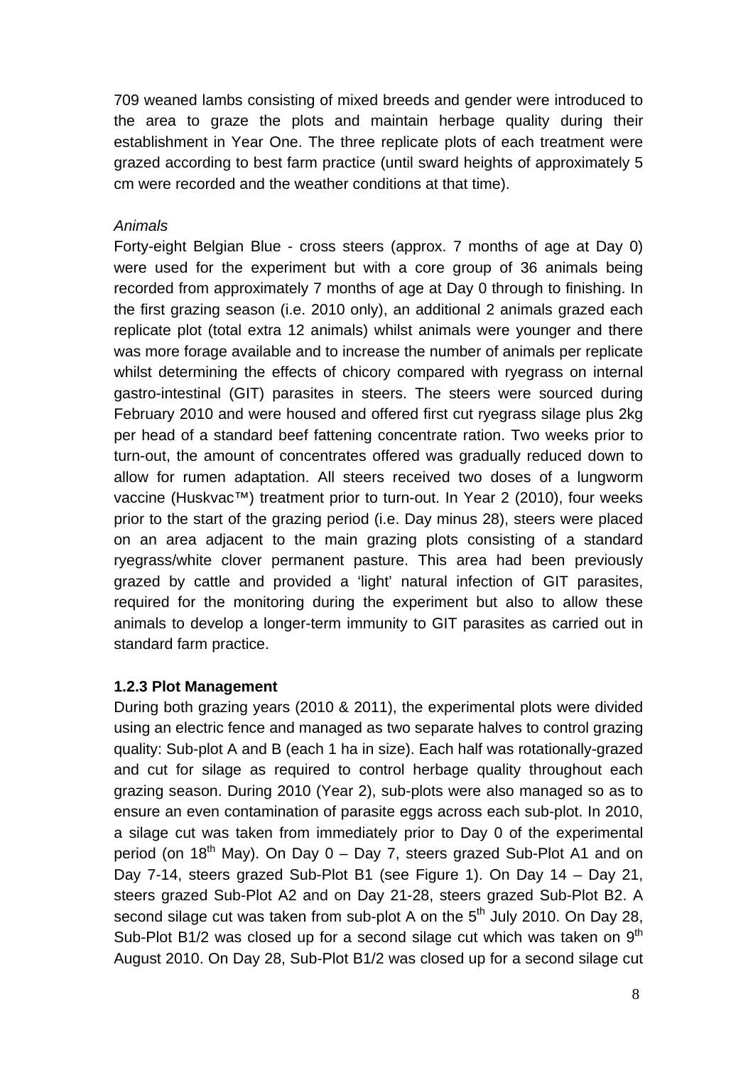709 weaned lambs consisting of mixed breeds and gender were introduced to the area to graze the plots and maintain herbage quality during their establishment in Year One. The three replicate plots of each treatment were grazed according to best farm practice (until sward heights of approximately 5 cm were recorded and the weather conditions at that time).

*Animals*

Forty-eight Belgian Blue - cross steers (approx. 7 months of age at Day 0) were used for the experiment but with a core group of 36 animals being recorded from approximately 7 months of age at Day 0 through to finishing. In the first grazing season (i.e. 2010 only), an additional 2 animals grazed each replicate plot (total extra 12 animals) whilst animals were younger and there was more forage available and to increase the number of animals per replicate whilst determining the effects of chicory compared with ryegrass on internal gastro-intestinal (GIT) parasites in steers. The steers were sourced during February 2010 and were housed and offered first cut ryegrass silage plus 2kg per head of a standard beef fattening concentrate ration. Two weeks prior to turn-out, the amount of concentrates offered was gradually reduced down to allow for rumen adaptation. All steers received two doses of a lungworm vaccine (Huskvac™) treatment prior to turn-out. In Year 2 (2010), four weeks prior to the start of the grazing period (i.e. Day minus 28), steers were placed on an area adjacent to the main grazing plots consisting of a standard ryegrass/white clover permanent pasture. This area had been previously grazed by cattle and provided a 'light' natural infection of GIT parasites, required for the monitoring during the experiment but also to allow these animals to develop a longer-term immunity to GIT parasites as carried out in standard farm practice.

### 1.2.3 Plot Management

During both grazing years (2010 & 2011), the experimental plots were divided using an electric fence and managed as two separate halves to control grazing quality: Sub-plot A and B (each 1 ha in size). Each half was rotationally-grazed and cut for silage as required to control herbage quality throughout each grazing season. During 2010 (Year 2), sub-plots were also managed so as to ensure an even contamination of parasite eggs across each sub-plot. In 2010, a silage cut was taken from immediately prior to Day 0 of the experimental period (on 18th May). On Day 0 – Day 7, steers grazed Sub-Plot A1 and on Day 7-14, steers grazed Sub-Plot B1 (see Figure 1). On Day 14 – Day 21, steers grazed Sub-Plot A2 and on Day 21-28, steers grazed Sub-Plot B2. A second silage cut was taken from sub-plot A on the 5th July 2010. On Day 28, Sub-Plot B1/2 was closed up for a second silage cut which was taken on 9th August 2010. On Day 28, Sub-Plot B1/2 was closed up for a second silage cut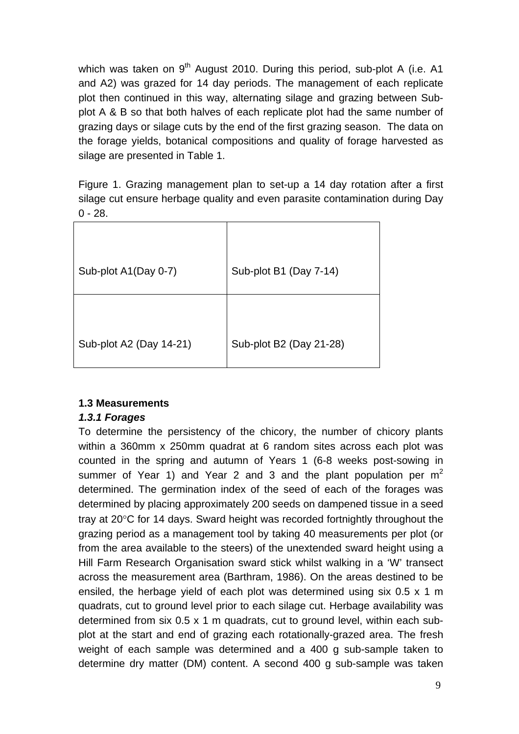which was taken on 9th August 2010. During this period, sub-plot A (i.e. A1 and A2) was grazed for 14 day periods. The management of each replicate plot then continued in this way, alternating silage and grazing between Sub-plot A & B so that both halves of each replicate plot had the same number of grazing days or silage cuts by the end of the first grazing season. The data on the forage yields, botanical compositions and quality of forage harvested as silage are presented in Table 1.

Figure 1. Grazing management plan to set-up a 14 day rotation after a first silage cut ensure herbage quality and even parasite contamination during Day 0 - 28.

| | |
|---|---|
| Sub-plot A1(Day 0-7) | Sub-plot B1 (Day 7-14) |
| Sub-plot A2 (Day 14-21) | Sub-plot B2 (Day 21-28) |

### 1.3 Measurements

#### *1.3.1 Forages*

To determine the persistency of the chicory, the number of chicory plants within a 360mm x 250mm quadrat at 6 random sites across each plot was counted in the spring and autumn of Years 1 (6-8 weeks post-sowing in summer of Year 1) and Year 2 and 3 and the plant population per $m^2$ determined. The germination index of the seed of each of the forages was determined by placing approximately 200 seeds on dampened tissue in a seed tray at 20°C for 14 days. Sward height was recorded fortnightly throughout the grazing period as a management tool by taking 40 measurements per plot (or from the area available to the steers) of the unextended sward height using a Hill Farm Research Organisation sward stick whilst walking in a 'W' transect across the measurement area (Barthram, 1986). On the areas destined to be ensiled, the herbage yield of each plot was determined using six 0.5 x 1 m quadrats, cut to ground level prior to each silage cut. Herbage availability was determined from six 0.5 x 1 m quadrats, cut to ground level, within each sub-plot at the start and end of grazing each rotationally-grazed area. The fresh weight of each sample was determined and a 400 g sub-sample taken to determine dry matter (DM) content. A second 400 g sub-sample was taken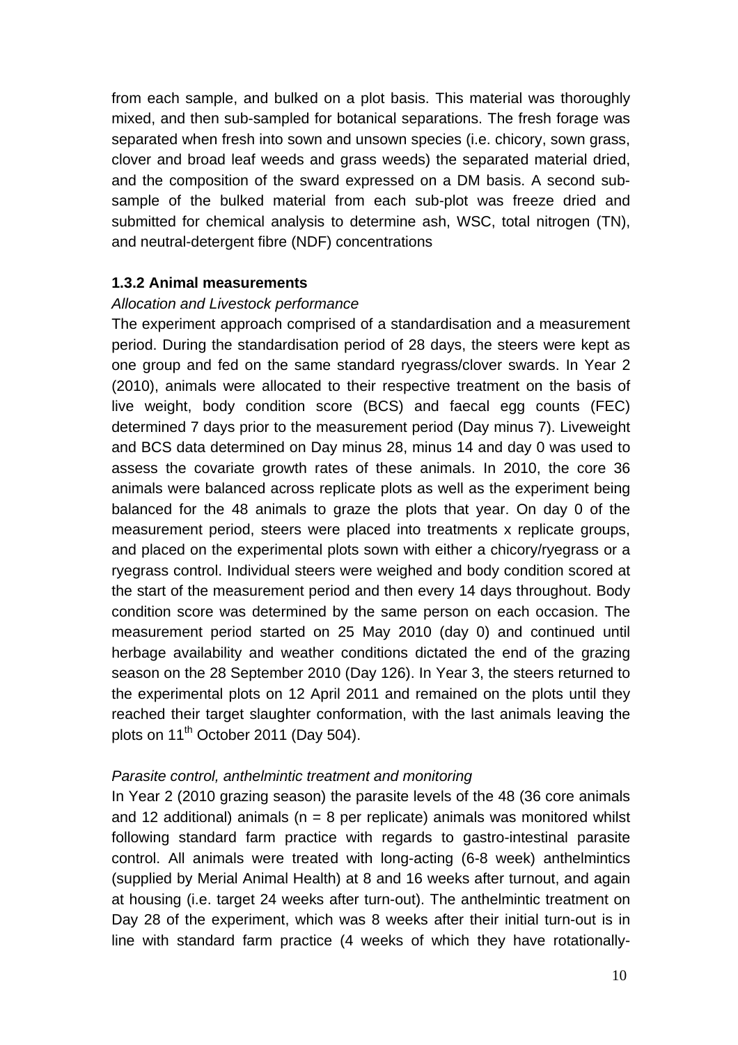from each sample, and bulked on a plot basis. This material was thoroughly mixed, and then sub-sampled for botanical separations. The fresh forage was separated when fresh into sown and unsown species (i.e. chicory, sown grass, clover and broad leaf weeds and grass weeds) the separated material dried, and the composition of the sward expressed on a DM basis. A second sub-sample of the bulked material from each sub-plot was freeze dried and submitted for chemical analysis to determine ash, WSC, total nitrogen (TN), and neutral-detergent fibre (NDF) concentrations

### 1.3.2 Animal measurements

*Allocation and Livestock performance*

The experiment approach comprised of a standardisation and a measurement period. During the standardisation period of 28 days, the steers were kept as one group and fed on the same standard ryegrass/clover swards. In Year 2 (2010), animals were allocated to their respective treatment on the basis of live weight, body condition score (BCS) and faecal egg counts (FEC) determined 7 days prior to the measurement period (Day minus 7). Liveweight and BCS data determined on Day minus 28, minus 14 and day 0 was used to assess the covariate growth rates of these animals. In 2010, the core 36 animals were balanced across replicate plots as well as the experiment being balanced for the 48 animals to graze the plots that year. On day 0 of the measurement period, steers were placed into treatments x replicate groups, and placed on the experimental plots sown with either a chicory/ryegrass or a ryegrass control. Individual steers were weighed and body condition scored at the start of the measurement period and then every 14 days throughout. Body condition score was determined by the same person on each occasion. The measurement period started on 25 May 2010 (day 0) and continued until herbage availability and weather conditions dictated the end of the grazing season on the 28 September 2010 (Day 126). In Year 3, the steers returned to the experimental plots on 12 April 2011 and remained on the plots until they reached their target slaughter conformation, with the last animals leaving the plots on 11th October 2011 (Day 504).

*Parasite control, anthelmintic treatment and monitoring*

In Year 2 (2010 grazing season) the parasite levels of the 48 (36 core animals and 12 additional) animals ($n = 8$ per replicate) animals was monitored whilst following standard farm practice with regards to gastro-intestinal parasite control. All animals were treated with long-acting (6-8 week) anthelmintics (supplied by Merial Animal Health) at 8 and 16 weeks after turnout, and again at housing (i.e. target 24 weeks after turn-out). The anthelmintic treatment on Day 28 of the experiment, which was 8 weeks after their initial turn-out is in line with standard farm practice (4 weeks of which they have rotationally-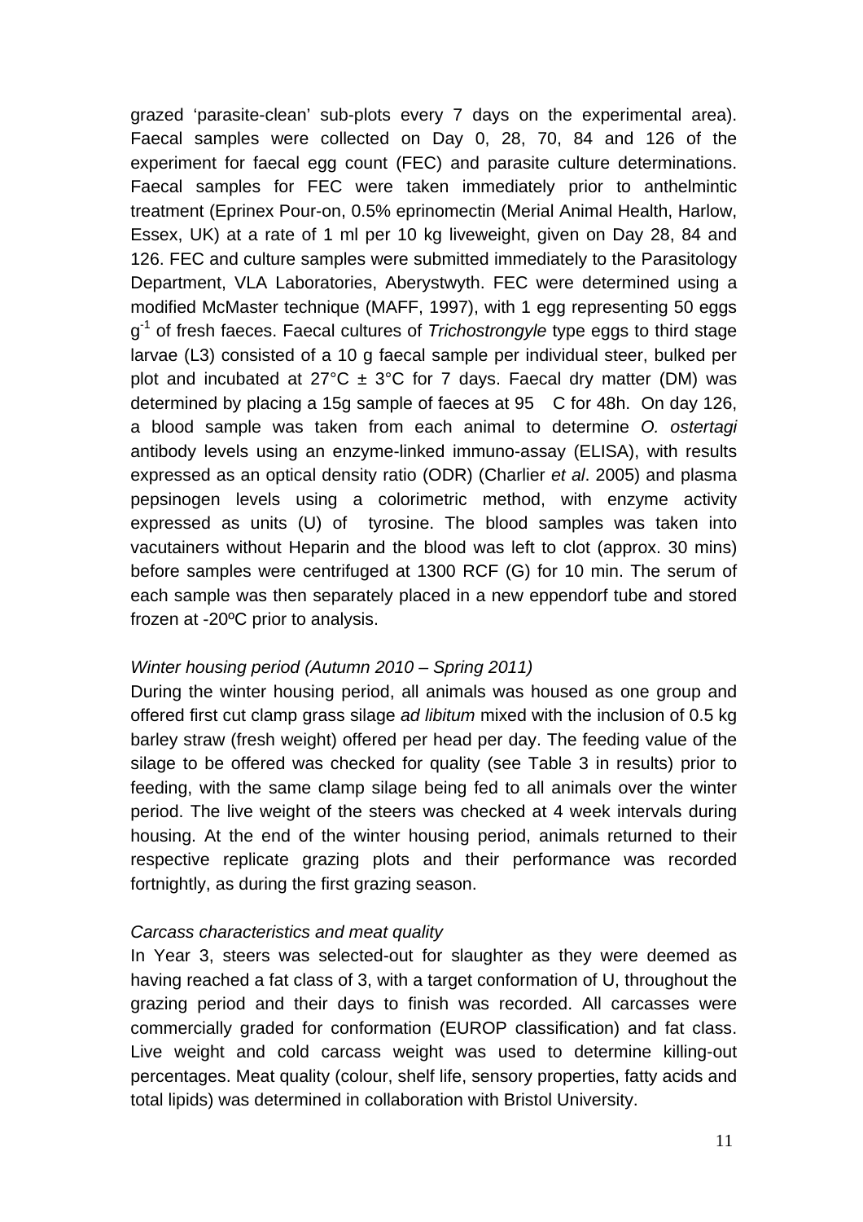grazed 'parasite-clean' sub-plots every 7 days on the experimental area). Faecal samples were collected on Day 0, 28, 70, 84 and 126 of the experiment for faecal egg count (FEC) and parasite culture determinations. Faecal samples for FEC were taken immediately prior to anthelmintic treatment (Eprinex Pour-on, 0.5% eprinomectin (Merial Animal Health, Harlow, Essex, UK) at a rate of 1 ml per 10 kg liveweight, given on Day 28, 84 and 126. FEC and culture samples were submitted immediately to the Parasitology Department, VLA Laboratories, Aberystwyth. FEC were determined using a modified McMaster technique (MAFF, 1997), with 1 egg representing 50 eggs $g^{-1}$ of fresh faeces. Faecal cultures of *Trichostrongyle* type eggs to third stage larvae (L3) consisted of a 10 g faecal sample per individual steer, bulked per plot and incubated at 27°C ± 3°C for 7 days. Faecal dry matter (DM) was determined by placing a 15g sample of faeces at 95 C for 48h. On day 126, a blood sample was taken from each animal to determine *O. ostertagi* antibody levels using an enzyme-linked immuno-assay (ELISA), with results expressed as an optical density ratio (ODR) (Charlier *et al*. 2005) and plasma pepsinogen levels using a colorimetric method, with enzyme activity expressed as units (U) of tyrosine. The blood samples was taken into vacutainers without Heparin and the blood was left to clot (approx. 30 mins) before samples were centrifuged at 1300 RCF (G) for 10 min. The serum of each sample was then separately placed in a new eppendorf tube and stored frozen at -20ºC prior to analysis.

*Winter housing period (Autumn 2010 – Spring 2011)*

During the winter housing period, all animals was housed as one group and offered first cut clamp grass silage *ad libitum* mixed with the inclusion of 0.5 kg barley straw (fresh weight) offered per head per day. The feeding value of the silage to be offered was checked for quality (see Table 3 in results) prior to feeding, with the same clamp silage being fed to all animals over the winter period. The live weight of the steers was checked at 4 week intervals during housing. At the end of the winter housing period, animals returned to their respective replicate grazing plots and their performance was recorded fortnightly, as during the first grazing season.

*Carcass characteristics and meat quality*

In Year 3, steers was selected-out for slaughter as they were deemed as having reached a fat class of 3, with a target conformation of U, throughout the grazing period and their days to finish was recorded. All carcasses were commercially graded for conformation (EUROP classification) and fat class. Live weight and cold carcass weight was used to determine killing-out percentages. Meat quality (colour, shelf life, sensory properties, fatty acids and total lipids) was determined in collaboration with Bristol University.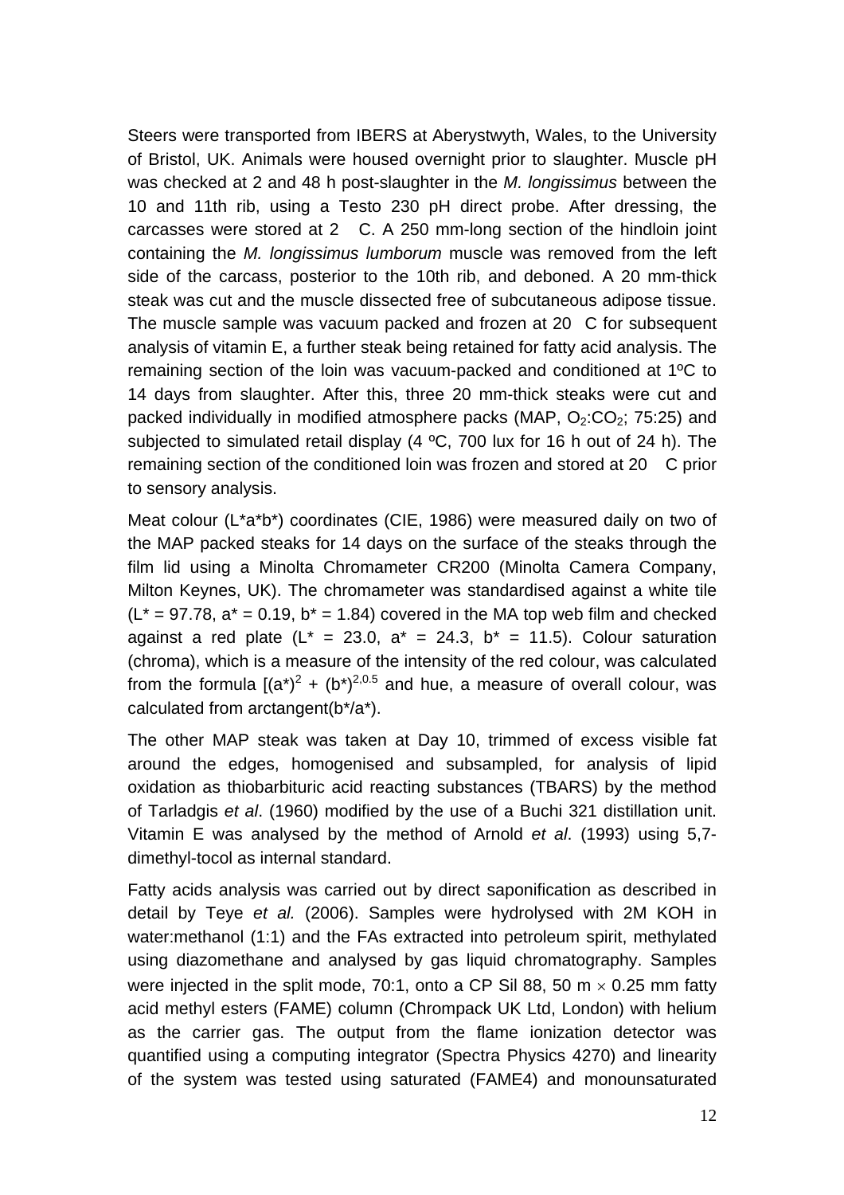Steers were transported from IBERS at Aberystwyth, Wales, to the University of Bristol, UK. Animals were housed overnight prior to slaughter. Muscle pH was checked at 2 and 48 h post-slaughter in the *M. longissimus* between the 10 and 11th rib, using a Testo 230 pH direct probe. After dressing, the carcasses were stored at 2 C. A 250 mm-long section of the hindloin joint containing the *M. longissimus lumborum* muscle was removed from the left side of the carcass, posterior to the 10th rib, and deboned. A 20 mm-thick steak was cut and the muscle dissected free of subcutaneous adipose tissue. The muscle sample was vacuum packed and frozen at 20 C for subsequent analysis of vitamin E, a further steak being retained for fatty acid analysis. The remaining section of the loin was vacuum-packed and conditioned at 1ºC to 14 days from slaughter. After this, three 20 mm-thick steaks were cut and packed individually in modified atmosphere packs (MAP, $O_2$:$CO_2$; 75:25) and subjected to simulated retail display (4 ºC, 700 lux for 16 h out of 24 h). The remaining section of the conditioned loin was frozen and stored at 20 C prior to sensory analysis.

Meat colour (L*a*b*) coordinates (CIE, 1986) were measured daily on two of the MAP packed steaks for 14 days on the surface of the steaks through the film lid using a Minolta Chromameter CR200 (Minolta Camera Company, Milton Keynes, UK). The chromameter was standardised against a white tile (L* = 97.78, a* = 0.19, b* = 1.84) covered in the MA top web film and checked against a red plate (L* = 23.0, a* = 24.3, b* = 11.5). Colour saturation (chroma), which is a measure of the intensity of the red colour, was calculated from the formula $[(a^*)^2 + (b^*)^{2,0.5}$ and hue, a measure of overall colour, was calculated from arctangent(b*/a*).

The other MAP steak was taken at Day 10, trimmed of excess visible fat around the edges, homogenised and subsampled, for analysis of lipid oxidation as thiobarbituric acid reacting substances (TBARS) by the method of Tarladgis *et al*. (1960) modified by the use of a Buchi 321 distillation unit. Vitamin E was analysed by the method of Arnold *et al*. (1993) using 5,7-dimethyl-tocol as internal standard.

Fatty acids analysis was carried out by direct saponification as described in detail by Teye *et al.* (2006). Samples were hydrolysed with 2M KOH in water:methanol (1:1) and the FAs extracted into petroleum spirit, methylated using diazomethane and analysed by gas liquid chromatography. Samples were injected in the split mode, 70:1, onto a CP Sil 88, 50 m $\times$ 0.25 mm fatty acid methyl esters (FAME) column (Chrompack UK Ltd, London) with helium as the carrier gas. The output from the flame ionization detector was quantified using a computing integrator (Spectra Physics 4270) and linearity of the system was tested using saturated (FAME4) and monounsaturated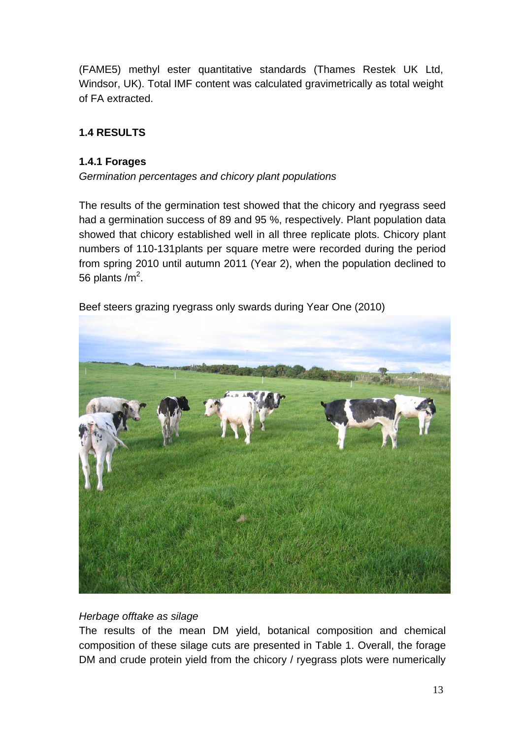(FAME5) methyl ester quantitative standards (Thames Restek UK Ltd, Windsor, UK). Total IMF content was calculated gravimetrically as total weight of FA extracted.

## 1.4 RESULTS

### 1.4.1 Forages

*Germination percentages and chicory plant populations*

The results of the germination test showed that the chicory and ryegrass seed had a germination success of 89 and 95 %, respectively. Plant population data showed that chicory established well in all three replicate plots. Chicory plant numbers of 110-131plants per square metre were recorded during the period from spring 2010 until autumn 2011 (Year 2), when the population declined to 56 plants /$m^2$.

Beef steers grazing ryegrass only swards during Year One (2010)

*Herbage offtake as silage*

The results of the mean DM yield, botanical composition and chemical composition of these silage cuts are presented in Table 1. Overall, the forage DM and crude protein yield from the chicory / ryegrass plots were numerically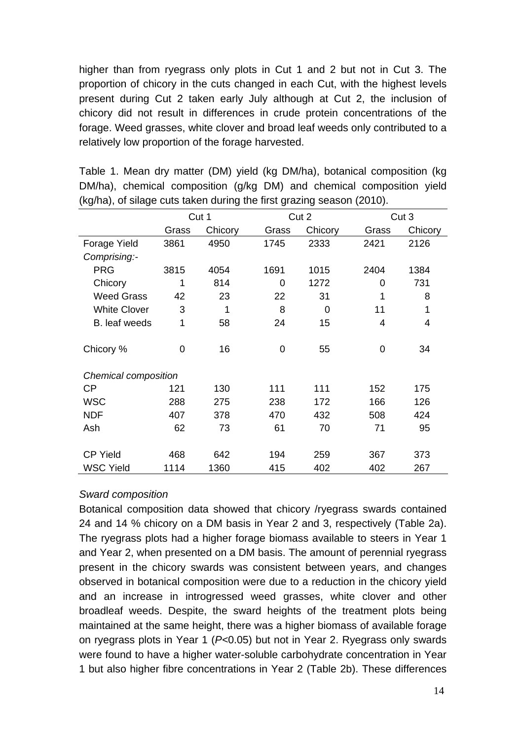higher than from ryegrass only plots in Cut 1 and 2 but not in Cut 3. The proportion of chicory in the cuts changed in each Cut, with the highest levels present during Cut 2 taken early July although at Cut 2, the inclusion of chicory did not result in differences in crude protein concentrations of the forage. Weed grasses, white clover and broad leaf weeds only contributed to a relatively low proportion of the forage harvested.

Table 1. Mean dry matter (DM) yield (kg DM/ha), botanical composition (kg DM/ha), chemical composition (g/kg DM) and chemical composition yield (kg/ha), of silage cuts taken during the first grazing season (2010).

| | Cut 1 | | Cut 2 | | Cut 3 | |
|---|---|---|---|---|---|---|
| | Grass | Chicory | Grass | Chicory | Grass | Chicory |
| Forage Yield | 3861 | 4950 | 1745 | 2333 | 2421 | 2126 |
| *Comprising:-* | | | | | | |
| PRG | 3815 | 4054 | 1691 | 1015 | 2404 | 1384 |
| Chicory | 1 | 814 | 0 | 1272 | 0 | 731 |
| Weed Grass | 42 | 23 | 22 | 31 | 1 | 8 |
| White Clover | 3 | 1 | 8 | 0 | 11 | 1 |
| B. leaf weeds | 1 | 58 | 24 | 15 | 4 | 4 |
| Chicory % | 0 | 16 | 0 | 55 | 0 | 34 |
| *Chemical composition* | | | | | | |
| CP | 121 | 130 | 111 | 111 | 152 | 175 |
| WSC | 288 | 275 | 238 | 172 | 166 | 126 |
| NDF | 407 | 378 | 470 | 432 | 508 | 424 |
| Ash | 62 | 73 | 61 | 70 | 71 | 95 |
| CP Yield | 468 | 642 | 194 | 259 | 367 | 373 |
| WSC Yield | 1114 | 1360 | 415 | 402 | 402 | 267 |

*Sward composition*

Botanical composition data showed that chicory /ryegrass swards contained 24 and 14 % chicory on a DM basis in Year 2 and 3, respectively (Table 2a). The ryegrass plots had a higher forage biomass available to steers in Year 1 and Year 2, when presented on a DM basis. The amount of perennial ryegrass present in the chicory swards was consistent between years, and changes observed in botanical composition were due to a reduction in the chicory yield and an increase in introgressed weed grasses, white clover and other broadleaf weeds. Despite, the sward heights of the treatment plots being maintained at the same height, there was a higher biomass of available forage on ryegrass plots in Year 1 ($P$<0.05) but not in Year 2. Ryegrass only swards were found to have a higher water-soluble carbohydrate concentration in Year 1 but also higher fibre concentrations in Year 2 (Table 2b). These differences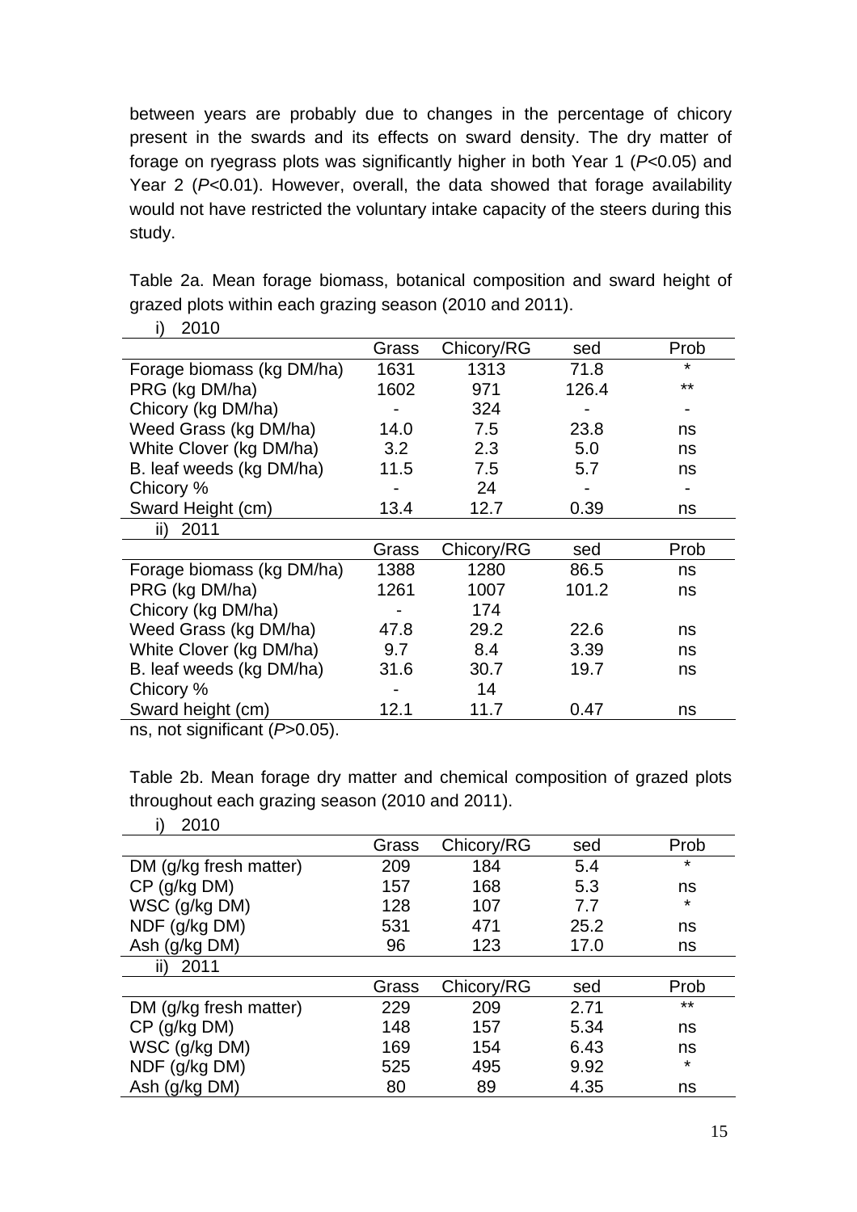between years are probably due to changes in the percentage of chicory present in the swards and its effects on sward density. The dry matter of forage on ryegrass plots was significantly higher in both Year 1 ($P$<0.05) and Year 2 ($P$<0.01). However, overall, the data showed that forage availability would not have restricted the voluntary intake capacity of the steers during this study.

Table 2a. Mean forage biomass, botanical composition and sward height of grazed plots within each grazing season (2010 and 2011).

| i) 2010 | | | | |
|---|---|---|---|---|
| | Grass | Chicory/RG | sed | Prob |
| Forage biomass (kg DM/ha) | 1631 | 1313 | 71.8 | * |
| PRG (kg DM/ha) | 1602 | 971 | 126.4 | ** |
| Chicory (kg DM/ha) | - | 324 | - | - |
| Weed Grass (kg DM/ha) | 14.0 | 7.5 | 23.8 | ns |
| White Clover (kg DM/ha) | 3.2 | 2.3 | 5.0 | ns |
| B. leaf weeds (kg DM/ha) | 11.5 | 7.5 | 5.7 | ns |
| Chicory % | - | 24 | - | - |
| Sward Height (cm) | 13.4 | 12.7 | 0.39 | ns |
| **ii) 2011** | | | | |
| | Grass | Chicory/RG | sed | Prob |
| Forage biomass (kg DM/ha) | 1388 | 1280 | 86.5 | ns |
| PRG (kg DM/ha) | 1261 | 1007 | 101.2 | ns |
| Chicory (kg DM/ha) | - | 174 | | |
| Weed Grass (kg DM/ha) | 47.8 | 29.2 | 22.6 | ns |
| White Clover (kg DM/ha) | 9.7 | 8.4 | 3.39 | ns |
| B. leaf weeds (kg DM/ha) | 31.6 | 30.7 | 19.7 | ns |
| Chicory % | - | 14 | | |
| Sward height (cm) | 12.1 | 11.7 | 0.47 | ns |

ns, not significant ($P$>0.05).

Table 2b. Mean forage dry matter and chemical composition of grazed plots throughout each grazing season (2010 and 2011).

| i) 2010 | | | | |
|---|---|---|---|---|
| | Grass | Chicory/RG | sed | Prob |
| DM (g/kg fresh matter) | 209 | 184 | 5.4 | * |
| CP (g/kg DM) | 157 | 168 | 5.3 | ns |
| WSC (g/kg DM) | 128 | 107 | 7.7 | * |
| NDF (g/kg DM) | 531 | 471 | 25.2 | ns |
| Ash (g/kg DM) | 96 | 123 | 17.0 | ns |
| **ii) 2011** | | | | |
| | Grass | Chicory/RG | sed | Prob |
| DM (g/kg fresh matter) | 229 | 209 | 2.71 | ** |
| CP (g/kg DM) | 148 | 157 | 5.34 | ns |
| WSC (g/kg DM) | 169 | 154 | 6.43 | ns |
| NDF (g/kg DM) | 525 | 495 | 9.92 | * |
| Ash (g/kg DM) | 80 | 89 | 4.35 | ns |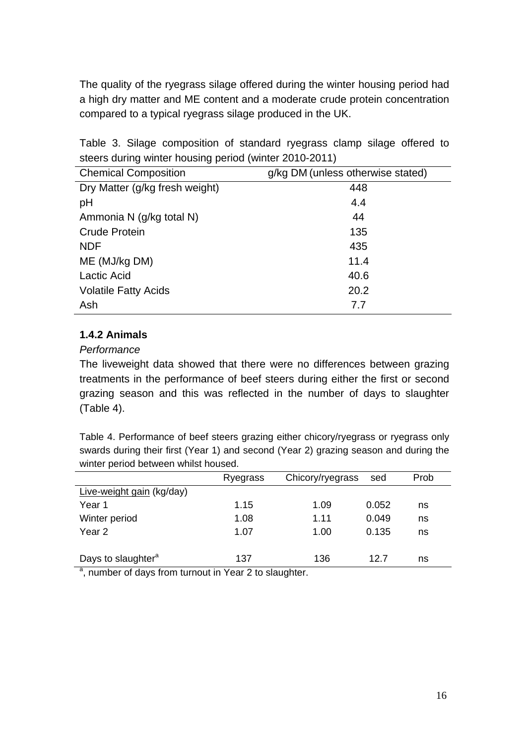The quality of the ryegrass silage offered during the winter housing period had a high dry matter and ME content and a moderate crude protein concentration compared to a typical ryegrass silage produced in the UK.

Table 3. Silage composition of standard ryegrass clamp silage offered to steers during winter housing period (winter 2010-2011)

| Chemical Composition | g/kg DM (unless otherwise stated) |
|---|---|
| Dry Matter (g/kg fresh weight) | 448 |
| pH | 4.4 |
| Ammonia N (g/kg total N) | 44 |
| Crude Protein | 135 |
| NDF | 435 |
| ME (MJ/kg DM) | 11.4 |
| Lactic Acid | 40.6 |
| Volatile Fatty Acids | 20.2 |
| Ash | 7.7 |

### 1.4.2 Animals

*Performance*

The liveweight data showed that there were no differences between grazing treatments in the performance of beef steers during either the first or second grazing season and this was reflected in the number of days to slaughter (Table 4).

Table 4. Performance of beef steers grazing either chicory/ryegrass or ryegrass only swards during their first (Year 1) and second (Year 2) grazing season and during the winter period between whilst housed.

| | Ryegrass | Chicory/ryegrass | sed | Prob |
|---|---|---|---|---|
| Live-weight gain (kg/day) | | | | |
| Year 1 | 1.15 | 1.09 | 0.052 | ns |
| Winter period | 1.08 | 1.11 | 0.049 | ns |
| Year 2 | 1.07 | 1.00 | 0.135 | ns |
| Days to slaughter[a] | 137 | 136 | 12.7 | ns |

[a], number of days from turnout in Year 2 to slaughter.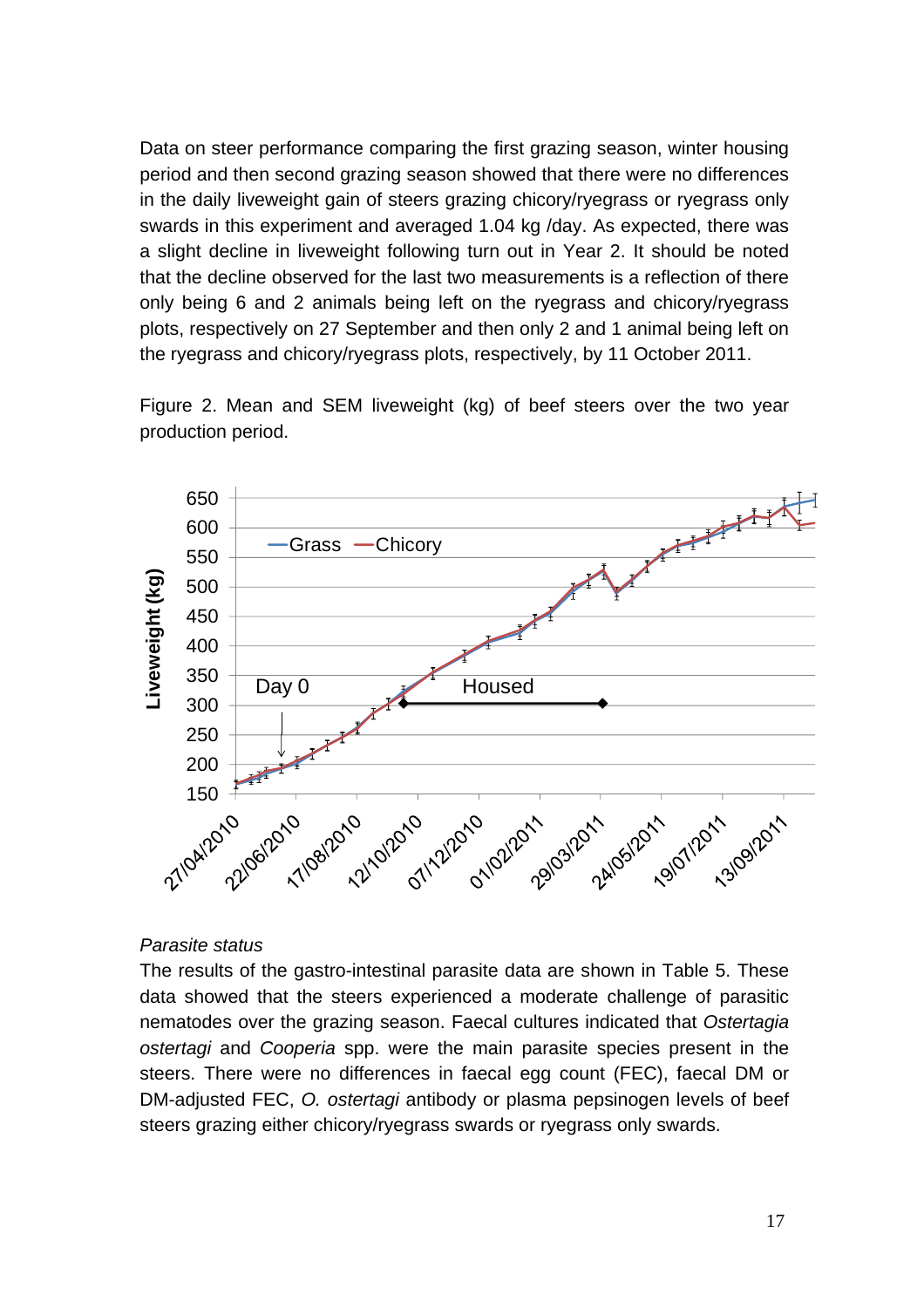Data on steer performance comparing the first grazing season, winter housing period and then second grazing season showed that there were no differences in the daily liveweight gain of steers grazing chicory/ryegrass or ryegrass only swards in this experiment and averaged 1.04 kg /day. As expected, there was a slight decline in liveweight following turn out in Year 2. It should be noted that the decline observed for the last two measurements is a reflection of there only being 6 and 2 animals being left on the ryegrass and chicory/ryegrass plots, respectively on 27 September and then only 2 and 1 animal being left on the ryegrass and chicory/ryegrass plots, respectively, by 11 October 2011.

Figure 2. Mean and SEM liveweight (kg) of beef steers over the two year production period.

*Parasite status*

The results of the gastro-intestinal parasite data are shown in Table 5. These data showed that the steers experienced a moderate challenge of parasitic nematodes over the grazing season. Faecal cultures indicated that *Ostertagia ostertagi* and *Cooperia* spp. were the main parasite species present in the steers. There were no differences in faecal egg count (FEC), faecal DM or DM-adjusted FEC, *O. ostertagi* antibody or plasma pepsinogen levels of beef steers grazing either chicory/ryegrass swards or ryegrass only swards.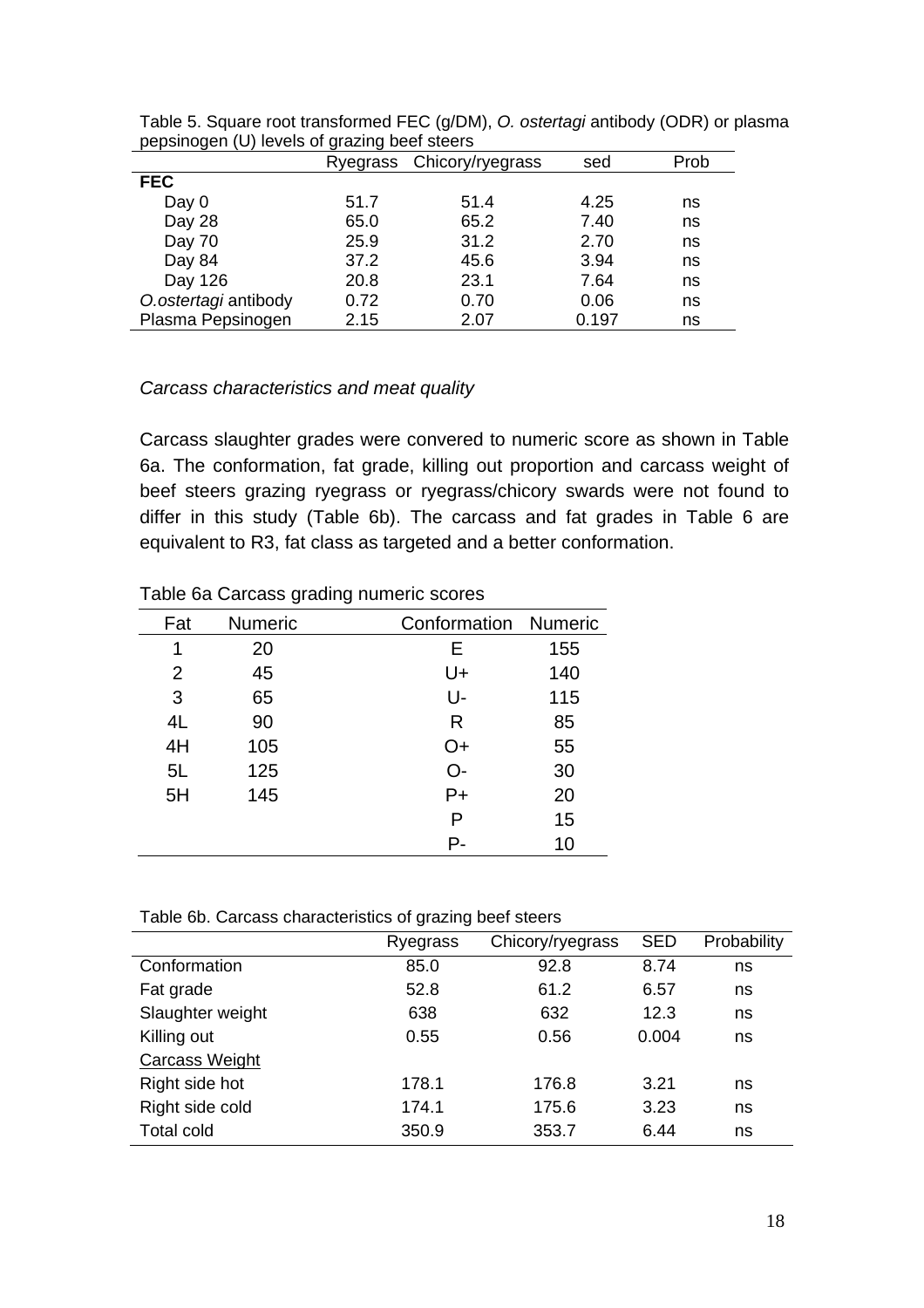Table 5. Square root transformed FEC (g/DM), *O. ostertagi* antibody (ODR) or plasma pepsinogen (U) levels of grazing beef steers

| | Ryegrass | Chicory/ryegrass | sed | Prob |
|---|---|---|---|---|
| **FEC** | | | | |
| Day 0 | 51.7 | 51.4 | 4.25 | ns |
| Day 28 | 65.0 | 65.2 | 7.40 | ns |
| Day 70 | 25.9 | 31.2 | 2.70 | ns |
| Day 84 | 37.2 | 45.6 | 3.94 | ns |
| Day 126 | 20.8 | 23.1 | 7.64 | ns |
| *O.ostertagi* antibody | 0.72 | 0.70 | 0.06 | ns |
| Plasma Pepsinogen | 2.15 | 2.07 | 0.197 | ns |

*Carcass characteristics and meat quality*

Carcass slaughter grades were convered to numeric score as shown in Table 6a. The conformation, fat grade, killing out proportion and carcass weight of beef steers grazing ryegrass or ryegrass/chicory swards were not found to differ in this study (Table 6b). The carcass and fat grades in Table 6 are equivalent to R3, fat class as targeted and a better conformation.

Table 6a Carcass grading numeric scores

| Fat | Numeric | Conformation | Numeric |
|---|---|---|---|
| 1 | 20 | E | 155 |
| 2 | 45 | U+ | 140 |
| 3 | 65 | U- | 115 |
| 4L | 90 | R | 85 |
| 4H | 105 | O+ | 55 |
| 5L | 125 | O- | 30 |
| 5H | 145 | P+ | 20 |
| | | P | 15 |
| | | P- | 10 |

Table 6b. Carcass characteristics of grazing beef steers

| | Ryegrass | Chicory/ryegrass | SED | Probability |
|---|---|---|---|---|
| Conformation | 85.0 | 92.8 | 8.74 | ns |
| Fat grade | 52.8 | 61.2 | 6.57 | ns |
| Slaughter weight | 638 | 632 | 12.3 | ns |
| Killing out | 0.55 | 0.56 | 0.004 | ns |
| Carcass Weight | | | | |
| Right side hot | 178.1 | 176.8 | 3.21 | ns |
| Right side cold | 174.1 | 175.6 | 3.23 | ns |
| Total cold | 350.9 | 353.7 | 6.44 | ns |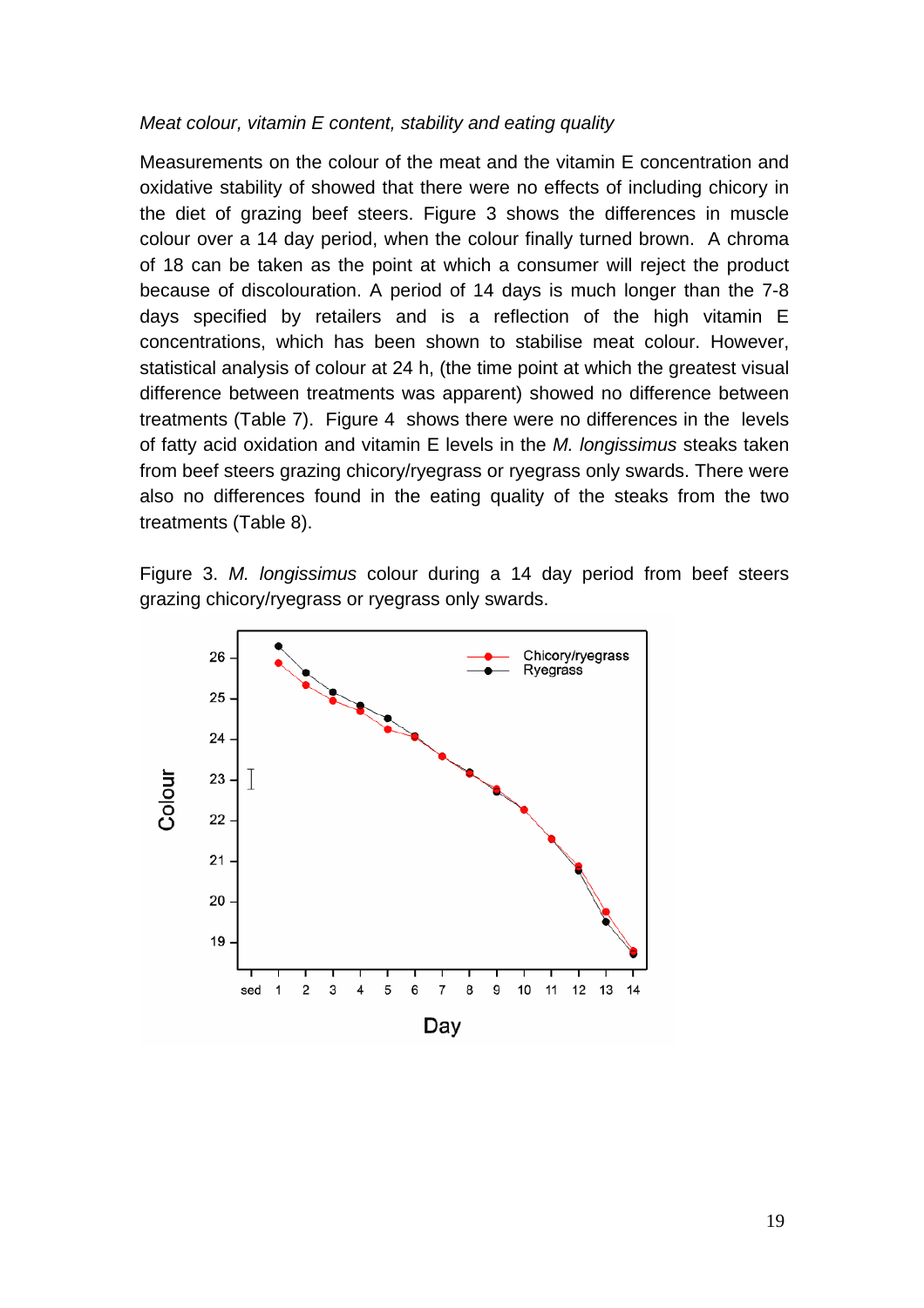*Meat colour, vitamin E content, stability and eating quality*

Measurements on the colour of the meat and the vitamin E concentration and oxidative stability of showed that there were no effects of including chicory in the diet of grazing beef steers. Figure 3 shows the differences in muscle colour over a 14 day period, when the colour finally turned brown. A chroma of 18 can be taken as the point at which a consumer will reject the product because of discolouration. A period of 14 days is much longer than the 7-8 days specified by retailers and is a reflection of the high vitamin E concentrations, which has been shown to stabilise meat colour. However, statistical analysis of colour at 24 h, (the time point at which the greatest visual difference between treatments was apparent) showed no difference between treatments (Table 7). Figure 4 shows there were no differences in the levels of fatty acid oxidation and vitamin E levels in the *M. longissimus* steaks taken from beef steers grazing chicory/ryegrass or ryegrass only swards. There were also no differences found in the eating quality of the steaks from the two treatments (Table 8).

Figure 3. *M. longissimus* colour during a 14 day period from beef steers grazing chicory/ryegrass or ryegrass only swards.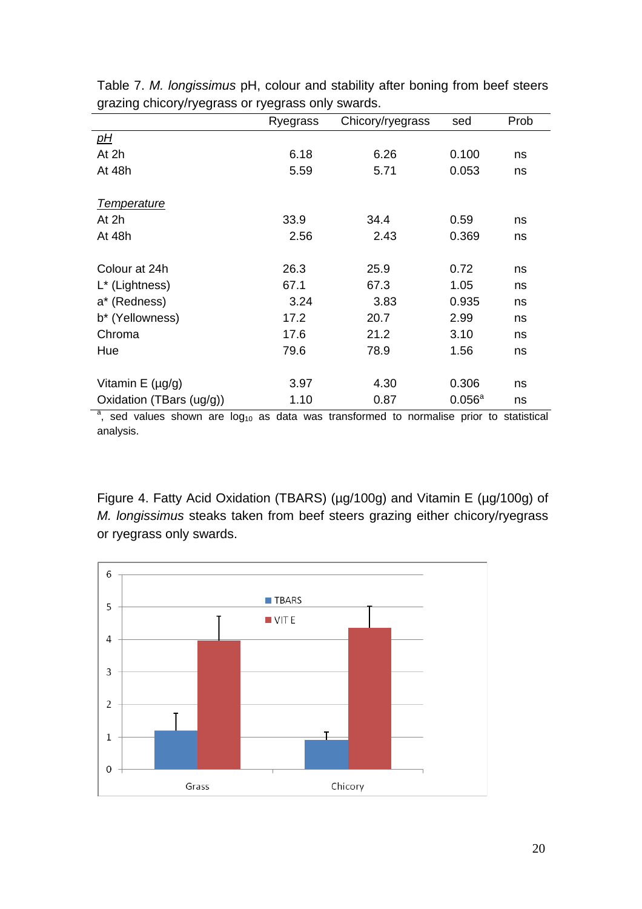Table 7. *M. longissimus* pH, colour and stability after boning from beef steers grazing chicory/ryegrass or ryegrass only swards.

| | Ryegrass | Chicory/ryegrass | sed | Prob |
|---|---|---|---|---|
| *pH* | | | | |
| At 2h | 6.18 | 6.26 | 0.100 | ns |
| At 48h | 5.59 | 5.71 | 0.053 | ns |
| *Temperature* | | | | |
| At 2h | 33.9 | 34.4 | 0.59 | ns |
| At 48h | 2.56 | 2.43 | 0.369 | ns |
| Colour at 24h | 26.3 | 25.9 | 0.72 | ns |
| L* (Lightness) | 67.1 | 67.3 | 1.05 | ns |
| a* (Redness) | 3.24 | 3.83 | 0.935 | ns |
| b* (Yellowness) | 17.2 | 20.7 | 2.99 | ns |
| Chroma | 17.6 | 21.2 | 3.10 | ns |
| Hue | 79.6 | 78.9 | 1.56 | ns |
| Vitamin E (µg/g) | 3.97 | 4.30 | 0.306 | ns |
| Oxidation (TBars (ug/g)) | 1.10 | 0.87 | 0.056[a] | ns |

[a], sed values shown are $\log_{10}$ as data was transformed to normalise prior to statistical analysis.

Figure 4. Fatty Acid Oxidation (TBARS) (µg/100g) and Vitamin E (µg/100g) of *M. longissimus* steaks taken from beef steers grazing either chicory/ryegrass or ryegrass only swards.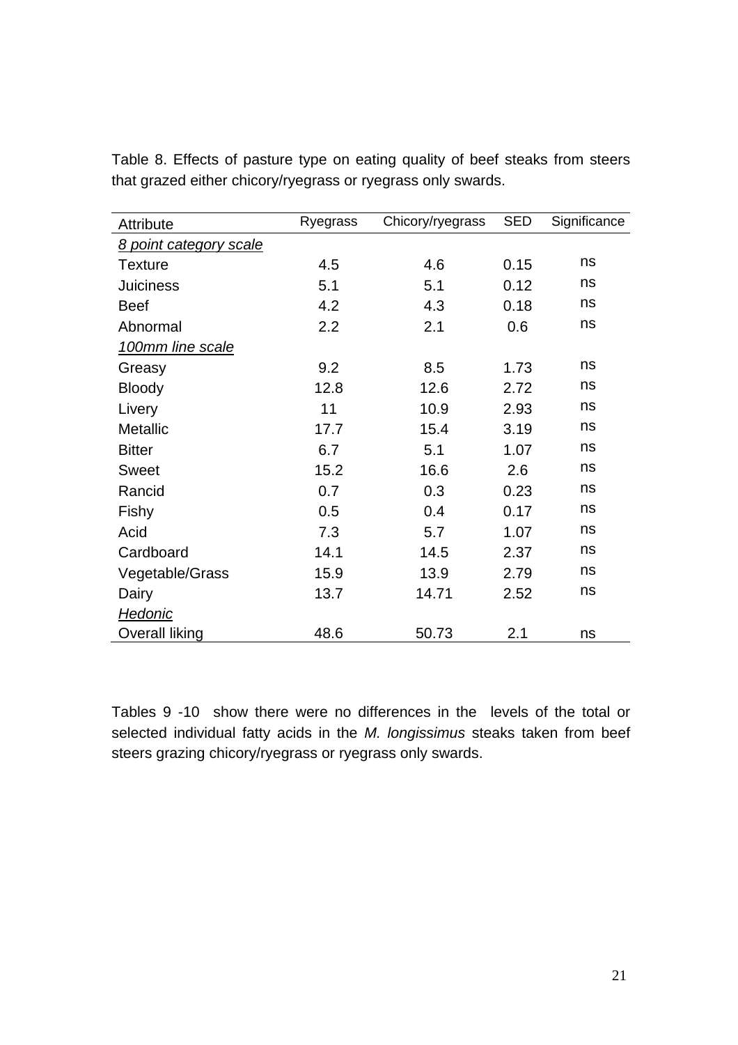Table 8. Effects of pasture type on eating quality of beef steaks from steers that grazed either chicory/ryegrass or ryegrass only swards.

| Attribute | Ryegrass | Chicory/ryegrass | SED | Significance |
|---|---|---|---|---|
| *8 point category scale* | | | | |
| Texture | 4.5 | 4.6 | 0.15 | ns |
| Juiciness | 5.1 | 5.1 | 0.12 | ns |
| Beef | 4.2 | 4.3 | 0.18 | ns |
| Abnormal | 2.2 | 2.1 | 0.6 | ns |
| *100mm line scale* | | | | |
| Greasy | 9.2 | 8.5 | 1.73 | ns |
| Bloody | 12.8 | 12.6 | 2.72 | ns |
| Livery | 11 | 10.9 | 2.93 | ns |
| Metallic | 17.7 | 15.4 | 3.19 | ns |
| Bitter | 6.7 | 5.1 | 1.07 | ns |
| Sweet | 15.2 | 16.6 | 2.6 | ns |
| Rancid | 0.7 | 0.3 | 0.23 | ns |
| Fishy | 0.5 | 0.4 | 0.17 | ns |
| Acid | 7.3 | 5.7 | 1.07 | ns |
| Cardboard | 14.1 | 14.5 | 2.37 | ns |
| Vegetable/Grass | 15.9 | 13.9 | 2.79 | ns |
| Dairy | 13.7 | 14.71 | 2.52 | ns |
| *Hedonic* | | | | |
| Overall liking | 48.6 | 50.73 | 2.1 | ns |

Tables 9 -10 show there were no differences in the levels of the total or selected individual fatty acids in the *M. longissimus* steaks taken from beef steers grazing chicory/ryegrass or ryegrass only swards.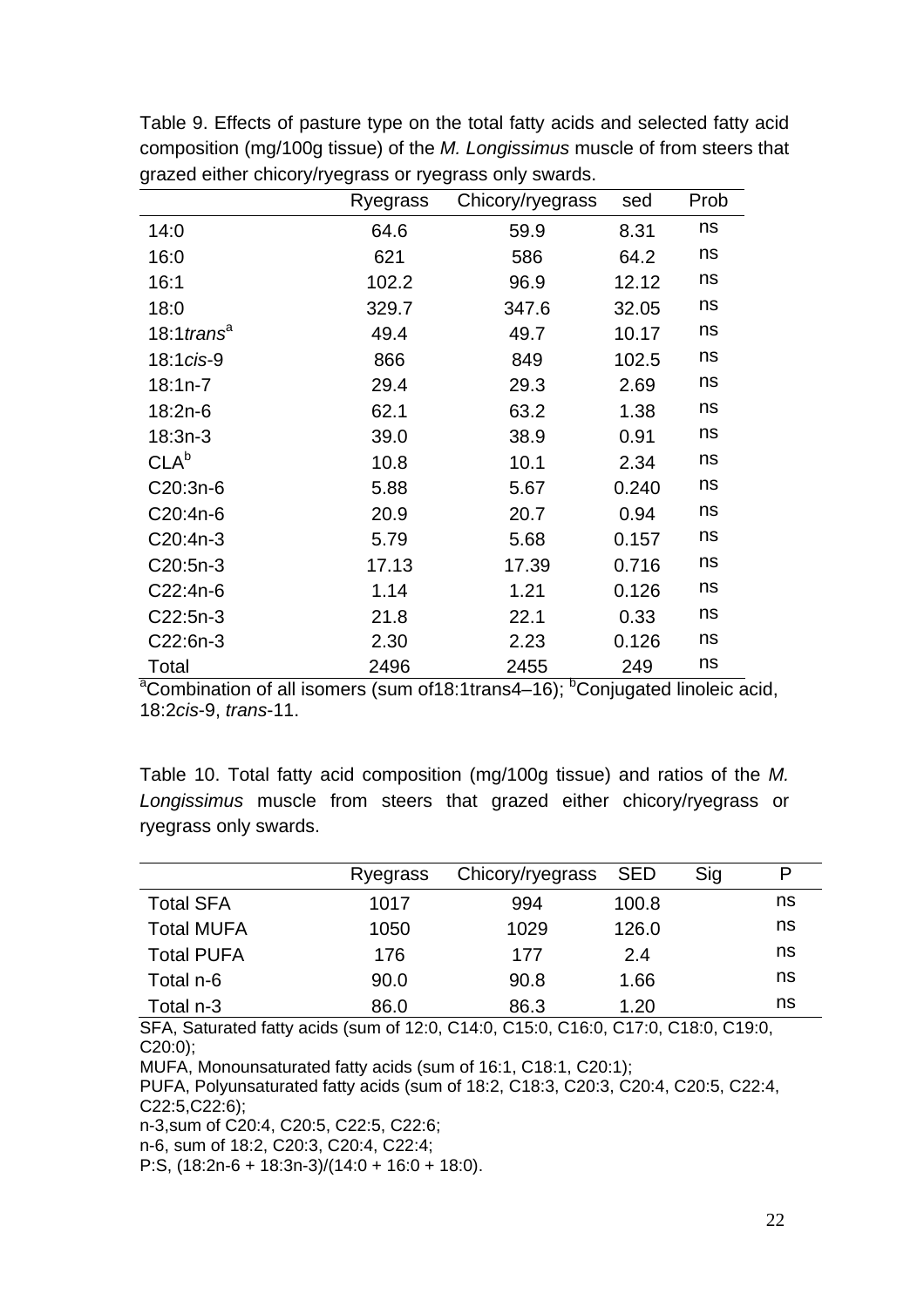Table 9. Effects of pasture type on the total fatty acids and selected fatty acid composition (mg/100g tissue) of the *M. Longissimus* muscle of from steers that grazed either chicory/ryegrass or ryegrass only swards.

| | Ryegrass | Chicory/ryegrass | sed | Prob |
|---|---|---|---|---|
| 14:0 | 64.6 | 59.9 | 8.31 | ns |
| 16:0 | 621 | 586 | 64.2 | ns |
| 16:1 | 102.2 | 96.9 | 12.12 | ns |
| 18:0 | 329.7 | 347.6 | 32.05 | ns |
| 18:1*trans*[a] | 49.4 | 49.7 | 10.17 | ns |
| 18:1*cis*-9 | 866 | 849 | 102.5 | ns |
| 18:1n-7 | 29.4 | 29.3 | 2.69 | ns |
| 18:2n-6 | 62.1 | 63.2 | 1.38 | ns |
| 18:3n-3 | 39.0 | 38.9 | 0.91 | ns |
| CLA[b] | 10.8 | 10.1 | 2.34 | ns |
| C20:3n-6 | 5.88 | 5.67 | 0.240 | ns |
| C20:4n-6 | 20.9 | 20.7 | 0.94 | ns |
| C20:4n-3 | 5.79 | 5.68 | 0.157 | ns |
| C20:5n-3 | 17.13 | 17.39 | 0.716 | ns |
| C22:4n-6 | 1.14 | 1.21 | 0.126 | ns |
| C22:5n-3 | 21.8 | 22.1 | 0.33 | ns |
| C22:6n-3 | 2.30 | 2.23 | 0.126 | ns |
| Total | 2496 | 2455 | 249 | ns |

[a]Combination of all isomers (sum of18:1trans4–16); [b]Conjugated linoleic acid, 18:2*cis*-9, *trans*-11.

Table 10. Total fatty acid composition (mg/100g tissue) and ratios of the *M. Longissimus* muscle from steers that grazed either chicory/ryegrass or ryegrass only swards.

| | Ryegrass | Chicory/ryegrass | SED | Sig | P |
|---|---|---|---|---|---|
| Total SFA | 1017 | 994 | 100.8 | | ns |
| Total MUFA | 1050 | 1029 | 126.0 | | ns |
| Total PUFA | 176 | 177 | 2.4 | | ns |
| Total n-6 | 90.0 | 90.8 | 1.66 | | ns |
| Total n-3 | 86.0 | 86.3 | 1.20 | | ns |

SFA, Saturated fatty acids (sum of 12:0, C14:0, C15:0, C16:0, C17:0, C18:0, C19:0, C20:0);
MUFA, Monounsaturated fatty acids (sum of 16:1, C18:1, C20:1);
PUFA, Polyunsaturated fatty acids (sum of 18:2, C18:3, C20:3, C20:4, C20:5, C22:4, C22:5,C22:6);
n-3,sum of C20:4, C20:5, C22:5, C22:6;
n-6, sum of 18:2, C20:3, C20:4, C22:4;
P:S, (18:2n-6 + 18:3n-3)/(14:0 + 16:0 + 18:0).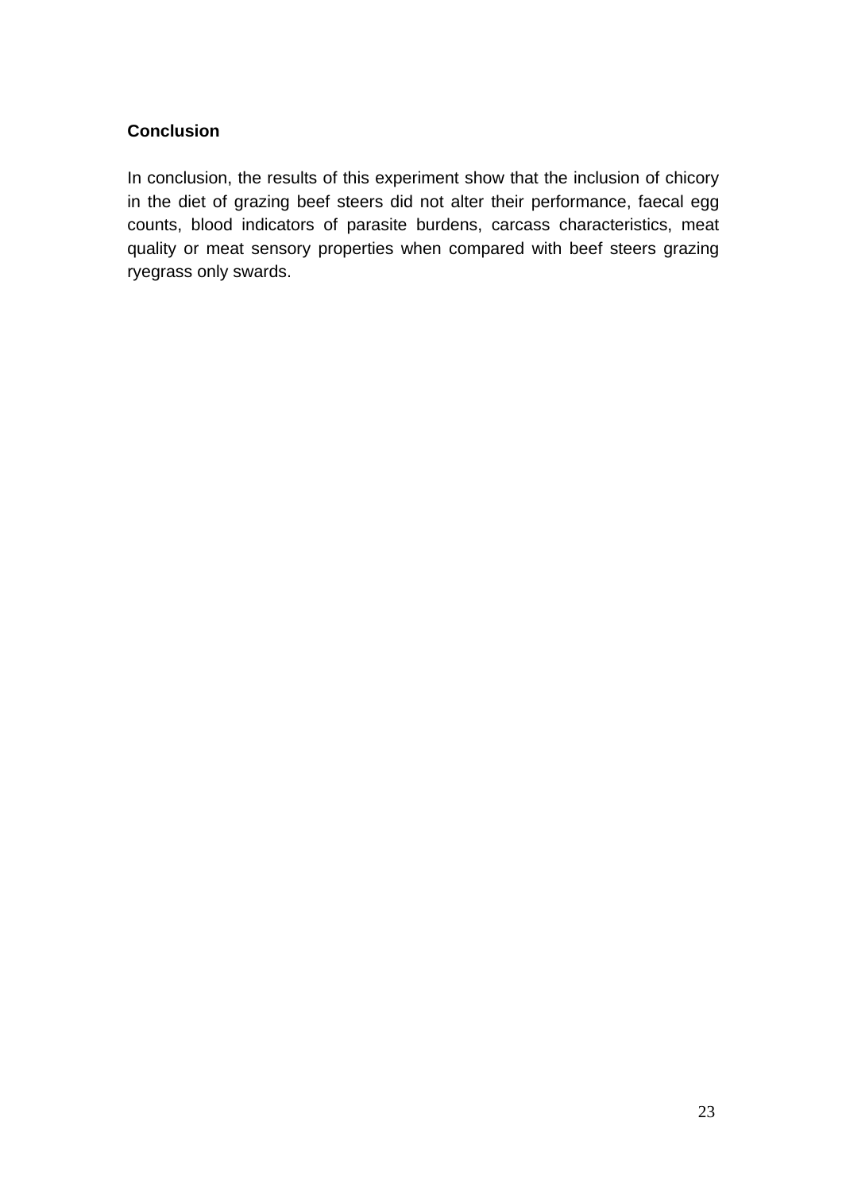**Conclusion**

In conclusion, the results of this experiment show that the inclusion of chicory in the diet of grazing beef steers did not alter their performance, faecal egg counts, blood indicators of parasite burdens, carcass characteristics, meat quality or meat sensory properties when compared with beef steers grazing ryegrass only swards.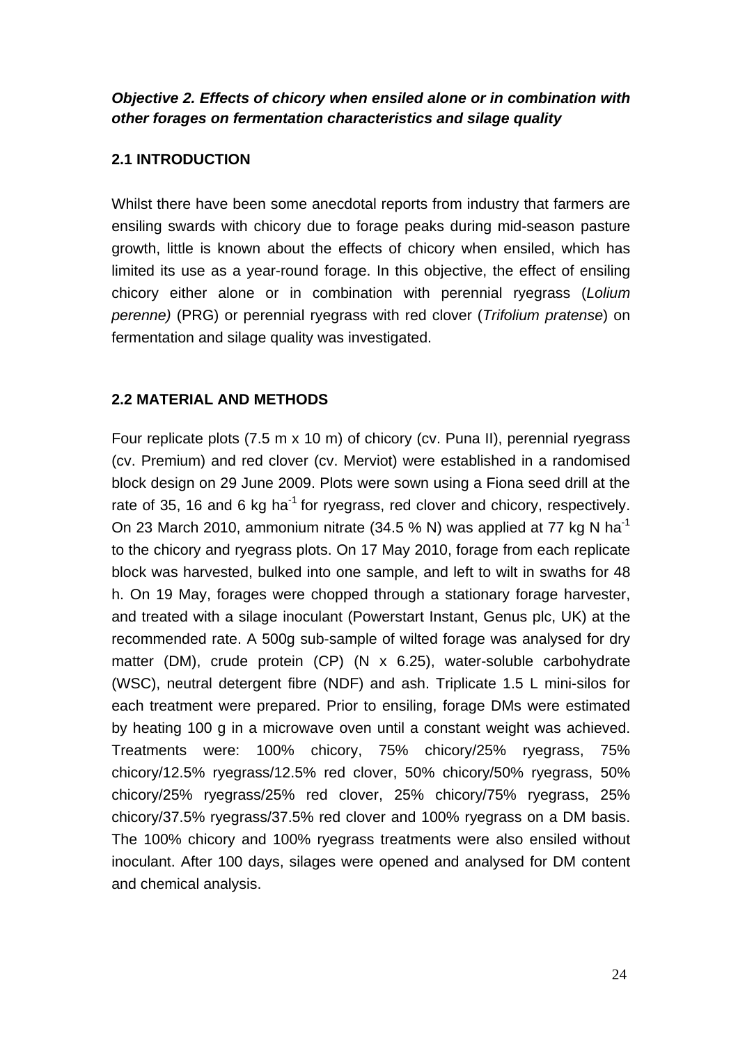### *Objective 2. Effects of chicory when ensiled alone or in combination with other forages on fermentation characteristics and silage quality*

## 2.1 INTRODUCTION

Whilst there have been some anecdotal reports from industry that farmers are ensiling swards with chicory due to forage peaks during mid-season pasture growth, little is known about the effects of chicory when ensiled, which has limited its use as a year-round forage. In this objective, the effect of ensiling chicory either alone or in combination with perennial ryegrass (*Lolium perenne)* (PRG) or perennial ryegrass with red clover (*Trifolium pratense*) on fermentation and silage quality was investigated.

## 2.2 MATERIAL AND METHODS

Four replicate plots (7.5 m x 10 m) of chicory (cv. Puna II), perennial ryegrass (cv. Premium) and red clover (cv. Merviot) were established in a randomised block design on 29 June 2009. Plots were sown using a Fiona seed drill at the rate of 35, 16 and 6 kg ha$^{-1}$ for ryegrass, red clover and chicory, respectively. On 23 March 2010, ammonium nitrate (34.5 % N) was applied at 77 kg N ha$^{-1}$ to the chicory and ryegrass plots. On 17 May 2010, forage from each replicate block was harvested, bulked into one sample, and left to wilt in swaths for 48 h. On 19 May, forages were chopped through a stationary forage harvester, and treated with a silage inoculant (Powerstart Instant, Genus plc, UK) at the recommended rate. A 500g sub-sample of wilted forage was analysed for dry matter (DM), crude protein (CP) (N x 6.25), water-soluble carbohydrate (WSC), neutral detergent fibre (NDF) and ash. Triplicate 1.5 L mini-silos for each treatment were prepared. Prior to ensiling, forage DMs were estimated by heating 100 g in a microwave oven until a constant weight was achieved. Treatments were: 100% chicory, 75% chicory/25% ryegrass, 75% chicory/12.5% ryegrass/12.5% red clover, 50% chicory/50% ryegrass, 50% chicory/25% ryegrass/25% red clover, 25% chicory/75% ryegrass, 25% chicory/37.5% ryegrass/37.5% red clover and 100% ryegrass on a DM basis. The 100% chicory and 100% ryegrass treatments were also ensiled without inoculant. After 100 days, silages were opened and analysed for DM content and chemical analysis.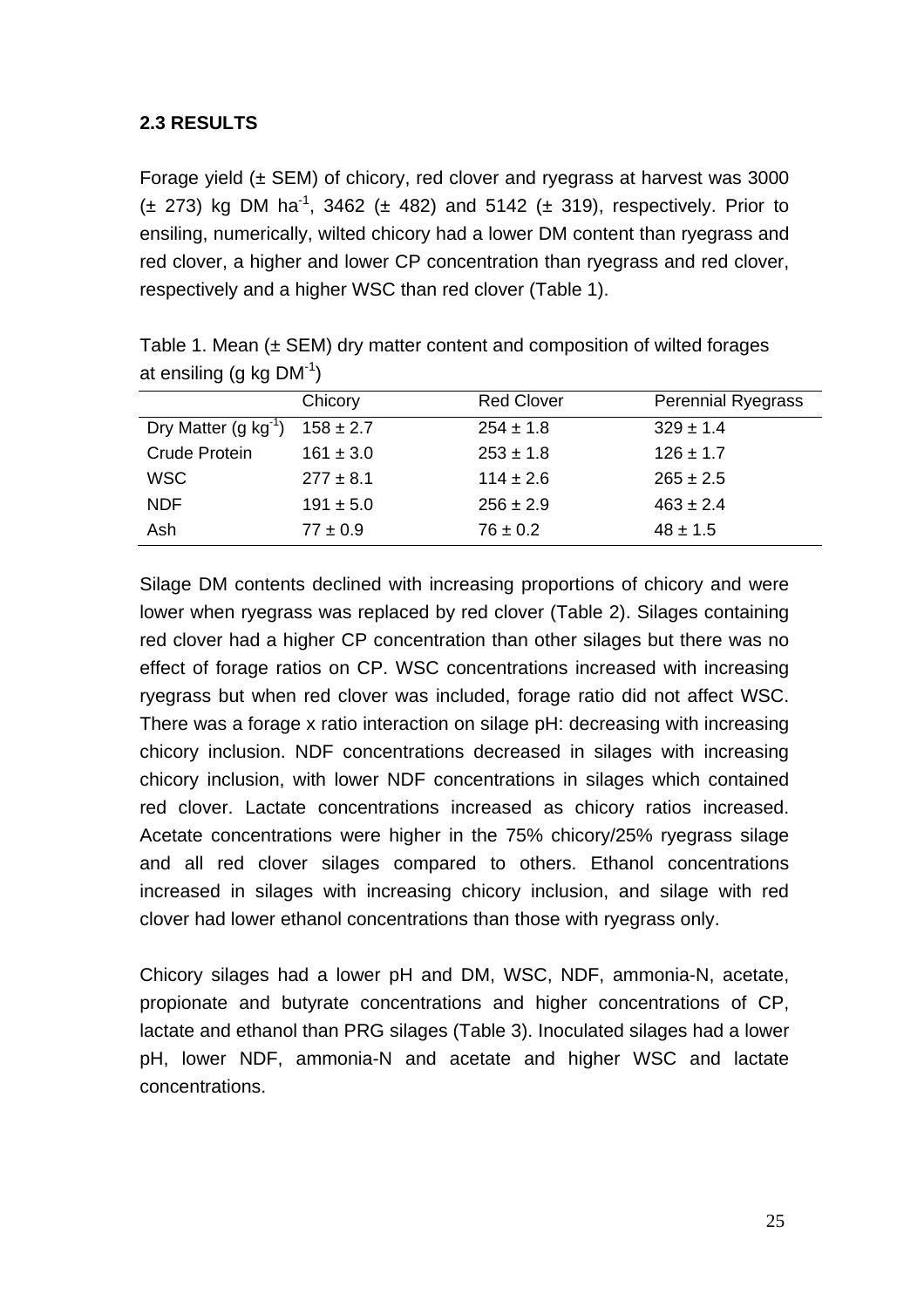## 2.3 RESULTS

Forage yield (± SEM) of chicory, red clover and ryegrass at harvest was 3000 (± 273) kg DM ha$^{-1}$, 3462 (± 482) and 5142 (± 319), respectively. Prior to ensiling, numerically, wilted chicory had a lower DM content than ryegrass and red clover, a higher and lower CP concentration than ryegrass and red clover, respectively and a higher WSC than red clover (Table 1).

Table 1. Mean (± SEM) dry matter content and composition of wilted forages at ensiling (g kg DM$^{-1}$)

| | Chicory | Red Clover | Perennial Ryegrass |
|---|---|---|---|
| Dry Matter (g kg$^{-1}$) | 158 ± 2.7 | 254 ± 1.8 | 329 ± 1.4 |
| Crude Protein | 161 ± 3.0 | 253 ± 1.8 | 126 ± 1.7 |
| WSC | 277 ± 8.1 | 114 ± 2.6 | 265 ± 2.5 |
| NDF | 191 ± 5.0 | 256 ± 2.9 | 463 ± 2.4 |
| Ash | 77 ± 0.9 | 76 ± 0.2 | 48 ± 1.5 |

Silage DM contents declined with increasing proportions of chicory and were lower when ryegrass was replaced by red clover (Table 2). Silages containing red clover had a higher CP concentration than other silages but there was no effect of forage ratios on CP. WSC concentrations increased with increasing ryegrass but when red clover was included, forage ratio did not affect WSC. There was a forage x ratio interaction on silage pH: decreasing with increasing chicory inclusion. NDF concentrations decreased in silages with increasing chicory inclusion, with lower NDF concentrations in silages which contained red clover. Lactate concentrations increased as chicory ratios increased. Acetate concentrations were higher in the 75% chicory/25% ryegrass silage and all red clover silages compared to others. Ethanol concentrations increased in silages with increasing chicory inclusion, and silage with red clover had lower ethanol concentrations than those with ryegrass only.

Chicory silages had a lower pH and DM, WSC, NDF, ammonia-N, acetate, propionate and butyrate concentrations and higher concentrations of CP, lactate and ethanol than PRG silages (Table 3). Inoculated silages had a lower pH, lower NDF, ammonia-N and acetate and higher WSC and lactate concentrations.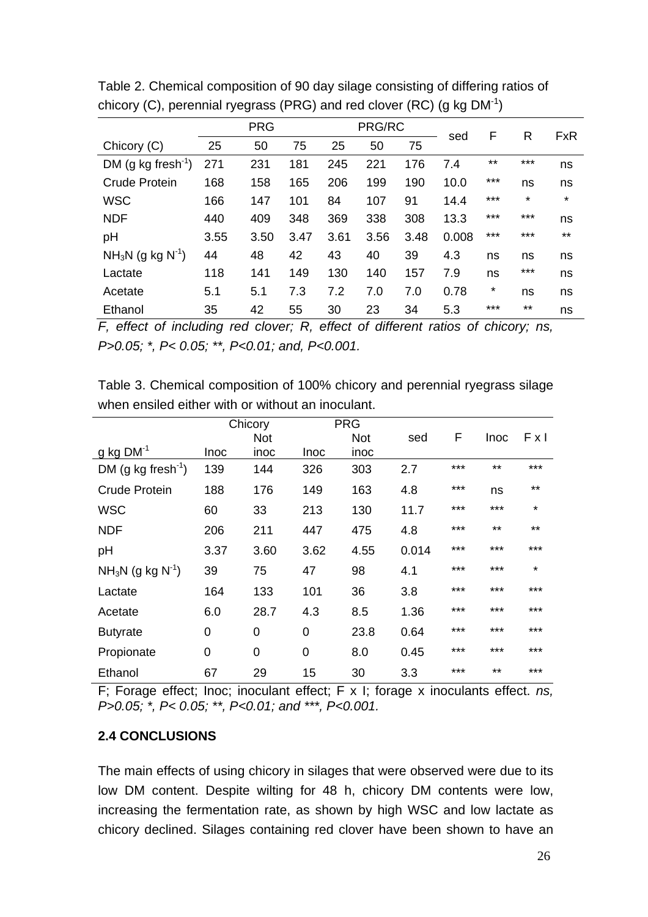Table 2. Chemical composition of 90 day silage consisting of differing ratios of chicory (C), perennial ryegrass (PRG) and red clover (RC) (g kg $DM^{-1}$)

| | PRG | | | PRG/RC | | | sed | F | R | FxR |
|---|---|---|---|---|---|---|---|---|---|---|
| Chicory (C) | 25 | 50 | 75 | 25 | 50 | 75 | | | | |
| DM (g kg $fresh^{-1}$) | 271 | 231 | 181 | 245 | 221 | 176 | 7.4 | ** | *** | ns |
| Crude Protein | 168 | 158 | 165 | 206 | 199 | 190 | 10.0 | *** | ns | ns |
| WSC | 166 | 147 | 101 | 84 | 107 | 91 | 14.4 | *** | * | * |
| NDF | 440 | 409 | 348 | 369 | 338 | 308 | 13.3 | *** | *** | ns |
| pH | 3.55 | 3.50 | 3.47 | 3.61 | 3.56 | 3.48 | 0.008 | *** | *** | ** |
| $NH_3N$ (g kg $N^{-1}$) | 44 | 48 | 42 | 43 | 40 | 39 | 4.3 | ns | ns | ns |
| Lactate | 118 | 141 | 149 | 130 | 140 | 157 | 7.9 | ns | *** | ns |
| Acetate | 5.1 | 5.1 | 7.3 | 7.2 | 7.0 | 7.0 | 0.78 | * | ns | ns |
| Ethanol | 35 | 42 | 55 | 30 | 23 | 34 | 5.3 | *** | ** | ns |

*F, effect of including red clover; R, effect of different ratios of chicory; ns, P>0.05; *, P< 0.05; **, P<0.01; and, P<0.001.*

Table 3. Chemical composition of 100% chicory and perennial ryegrass silage when ensiled either with or without an inoculant.

| | Chicory | | PRG | | sed | F | Inoc | F x I |
|---|---|---|---|---|---|---|---|---|
| g kg $DM^{-1}$ | Inoc | Not inoc | Inoc | Not inoc | | | | |
| DM (g kg $fresh^{-1}$) | 139 | 144 | 326 | 303 | 2.7 | *** | ** | *** |
| Crude Protein | 188 | 176 | 149 | 163 | 4.8 | *** | ns | ** |
| WSC | 60 | 33 | 213 | 130 | 11.7 | *** | *** | * |
| NDF | 206 | 211 | 447 | 475 | 4.8 | *** | ** | ** |
| pH | 3.37 | 3.60 | 3.62 | 4.55 | 0.014 | *** | *** | *** |
| $NH_3N$ (g kg $N^{-1}$) | 39 | 75 | 47 | 98 | 4.1 | *** | *** | * |
| Lactate | 164 | 133 | 101 | 36 | 3.8 | *** | *** | *** |
| Acetate | 6.0 | 28.7 | 4.3 | 8.5 | 1.36 | *** | *** | *** |
| Butyrate | 0 | 0 | 0 | 23.8 | 0.64 | *** | *** | *** |
| Propionate | 0 | 0 | 0 | 8.0 | 0.45 | *** | *** | *** |
| Ethanol | 67 | 29 | 15 | 30 | 3.3 | *** | ** | *** |

F; Forage effect; Inoc; inoculant effect; F x I; forage x inoculants effect. *ns, P>0.05; *, P< 0.05; **, P<0.01; and ***, P<0.001.*

**2.4 CONCLUSIONS**

The main effects of using chicory in silages that were observed were due to its low DM content. Despite wilting for 48 h, chicory DM contents were low, increasing the fermentation rate, as shown by high WSC and low lactate as chicory declined. Silages containing red clover have been shown to have an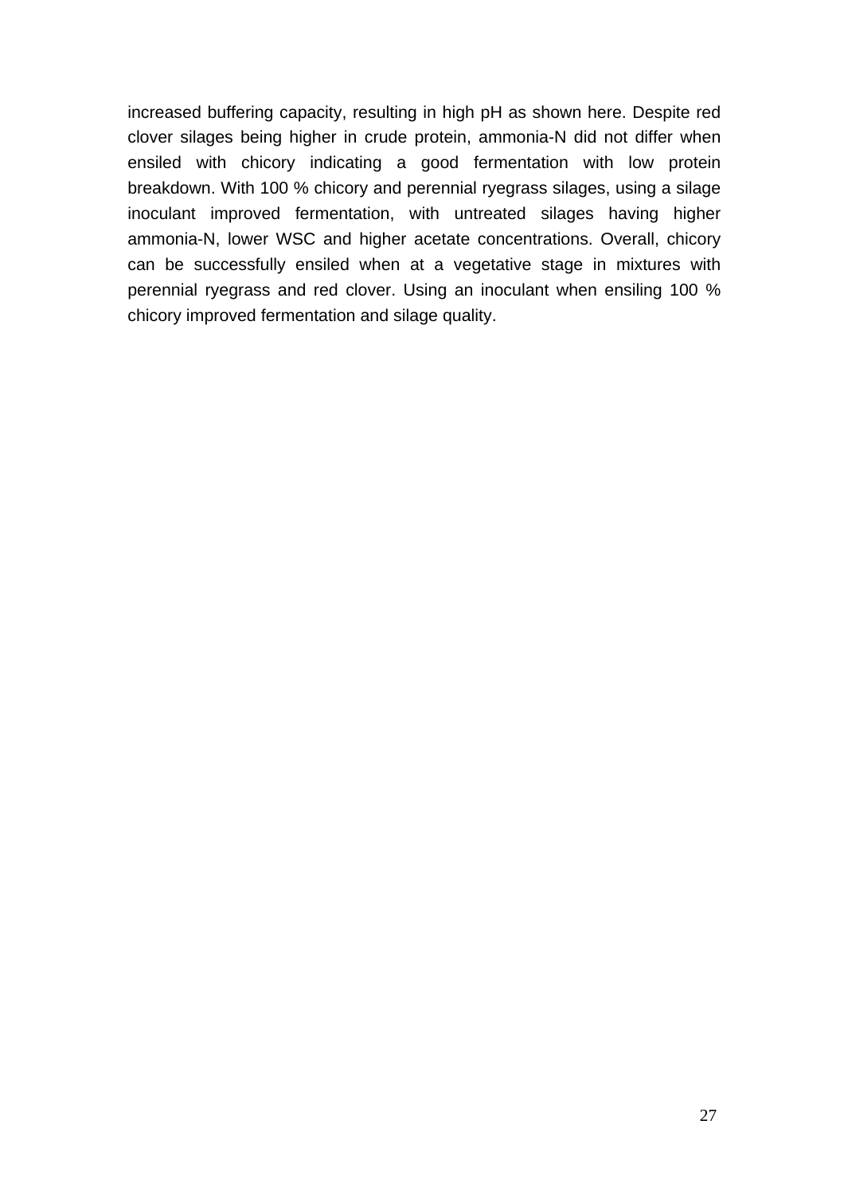increased buffering capacity, resulting in high pH as shown here. Despite red clover silages being higher in crude protein, ammonia-N did not differ when ensiled with chicory indicating a good fermentation with low protein breakdown. With 100 % chicory and perennial ryegrass silages, using a silage inoculant improved fermentation, with untreated silages having higher ammonia-N, lower WSC and higher acetate concentrations. Overall, chicory can be successfully ensiled when at a vegetative stage in mixtures with perennial ryegrass and red clover. Using an inoculant when ensiling 100 % chicory improved fermentation and silage quality.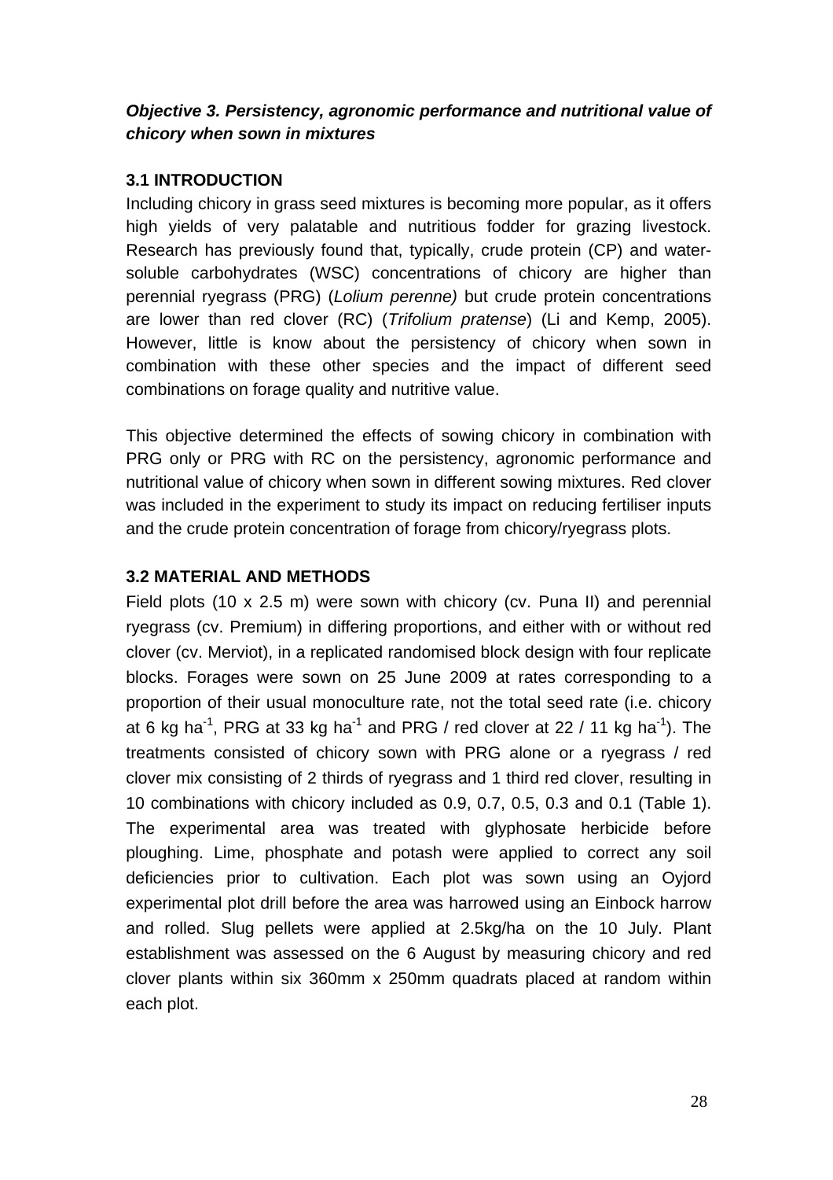### *Objective 3. Persistency, agronomic performance and nutritional value of chicory when sown in mixtures*

**3.1 INTRODUCTION**

Including chicory in grass seed mixtures is becoming more popular, as it offers high yields of very palatable and nutritious fodder for grazing livestock. Research has previously found that, typically, crude protein (CP) and water-soluble carbohydrates (WSC) concentrations of chicory are higher than perennial ryegrass (PRG) (*Lolium perenne)* but crude protein concentrations are lower than red clover (RC) (*Trifolium pratense*) (Li and Kemp, 2005). However, little is know about the persistency of chicory when sown in combination with these other species and the impact of different seed combinations on forage quality and nutritive value.

This objective determined the effects of sowing chicory in combination with PRG only or PRG with RC on the persistency, agronomic performance and nutritional value of chicory when sown in different sowing mixtures. Red clover was included in the experiment to study its impact on reducing fertiliser inputs and the crude protein concentration of forage from chicory/ryegrass plots.

**3.2 MATERIAL AND METHODS**

Field plots (10 x 2.5 m) were sown with chicory (cv. Puna II) and perennial ryegrass (cv. Premium) in differing proportions, and either with or without red clover (cv. Merviot), in a replicated randomised block design with four replicate blocks. Forages were sown on 25 June 2009 at rates corresponding to a proportion of their usual monoculture rate, not the total seed rate (i.e. chicory at 6 kg ha$^{-1}$, PRG at 33 kg ha$^{-1}$ and PRG / red clover at 22 / 11 kg ha$^{-1}$). The treatments consisted of chicory sown with PRG alone or a ryegrass / red clover mix consisting of 2 thirds of ryegrass and 1 third red clover, resulting in 10 combinations with chicory included as 0.9, 0.7, 0.5, 0.3 and 0.1 (Table 1). The experimental area was treated with glyphosate herbicide before ploughing. Lime, phosphate and potash were applied to correct any soil deficiencies prior to cultivation. Each plot was sown using an Oyjord experimental plot drill before the area was harrowed using an Einbock harrow and rolled. Slug pellets were applied at 2.5kg/ha on the 10 July. Plant establishment was assessed on the 6 August by measuring chicory and red clover plants within six 360mm x 250mm quadrats placed at random within each plot.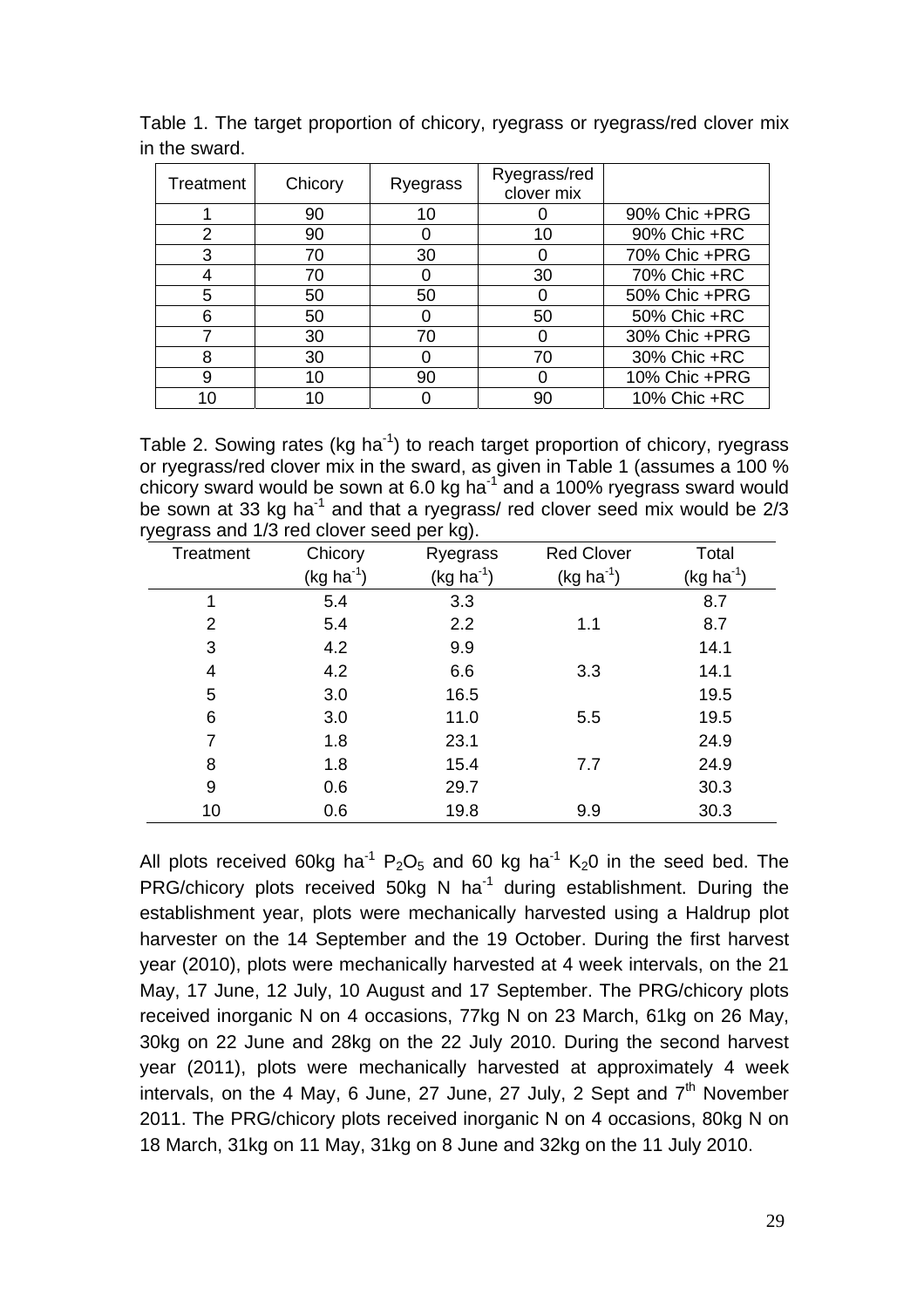Table 1. The target proportion of chicory, ryegrass or ryegrass/red clover mix in the sward.

| Treatment | Chicory | Ryegrass | Ryegrass/red clover mix | |
|---|---|---|---|---|
| 1 | 90 | 10 | 0 | 90% Chic +PRG |
| 2 | 90 | 0 | 10 | 90% Chic +RC |
| 3 | 70 | 30 | 0 | 70% Chic +PRG |
| 4 | 70 | 0 | 30 | 70% Chic +RC |
| 5 | 50 | 50 | 0 | 50% Chic +PRG |
| 6 | 50 | 0 | 50 | 50% Chic +RC |
| 7 | 30 | 70 | 0 | 30% Chic +PRG |
| 8 | 30 | 0 | 70 | 30% Chic +RC |
| 9 | 10 | 90 | 0 | 10% Chic +PRG |
| 10 | 10 | 0 | 90 | 10% Chic +RC |

Table 2. Sowing rates (kg $ha^{-1}$) to reach target proportion of chicory, ryegrass or ryegrass/red clover mix in the sward, as given in Table 1 (assumes a 100 % chicory sward would be sown at 6.0 kg $ha^{-1}$ and a 100% ryegrass sward would be sown at 33 kg $ha^{-1}$ and that a ryegrass/ red clover seed mix would be 2/3 ryegrass and 1/3 red clover seed per kg).

| Treatment | Chicory (kg $ha^{-1}$) | Ryegrass (kg $ha^{-1}$) | Red Clover (kg $ha^{-1}$) | Total (kg $ha^{-1}$) |
|---|---|---|---|---|
| 1 | 5.4 | 3.3 | | 8.7 |
| 2 | 5.4 | 2.2 | 1.1 | 8.7 |
| 3 | 4.2 | 9.9 | | 14.1 |
| 4 | 4.2 | 6.6 | 3.3 | 14.1 |
| 5 | 3.0 | 16.5 | | 19.5 |
| 6 | 3.0 | 11.0 | 5.5 | 19.5 |
| 7 | 1.8 | 23.1 | | 24.9 |
| 8 | 1.8 | 15.4 | 7.7 | 24.9 |
| 9 | 0.6 | 29.7 | | 30.3 |
| 10 | 0.6 | 19.8 | 9.9 | 30.3 |

All plots received 60kg $ha^{-1}$ $P_2O_5$ and 60 kg $ha^{-1}$ $K_2O$ in the seed bed. The PRG/chicory plots received 50kg N $ha^{-1}$ during establishment. During the establishment year, plots were mechanically harvested using a Haldrup plot harvester on the 14 September and the 19 October. During the first harvest year (2010), plots were mechanically harvested at 4 week intervals, on the 21 May, 17 June, 12 July, 10 August and 17 September. The PRG/chicory plots received inorganic N on 4 occasions, 77kg N on 23 March, 61kg on 26 May, 30kg on 22 June and 28kg on the 22 July 2010. During the second harvest year (2011), plots were mechanically harvested at approximately 4 week intervals, on the 4 May, 6 June, 27 June, 27 July, 2 Sept and 7th November 2011. The PRG/chicory plots received inorganic N on 4 occasions, 80kg N on 18 March, 31kg on 11 May, 31kg on 8 June and 32kg on the 11 July 2010.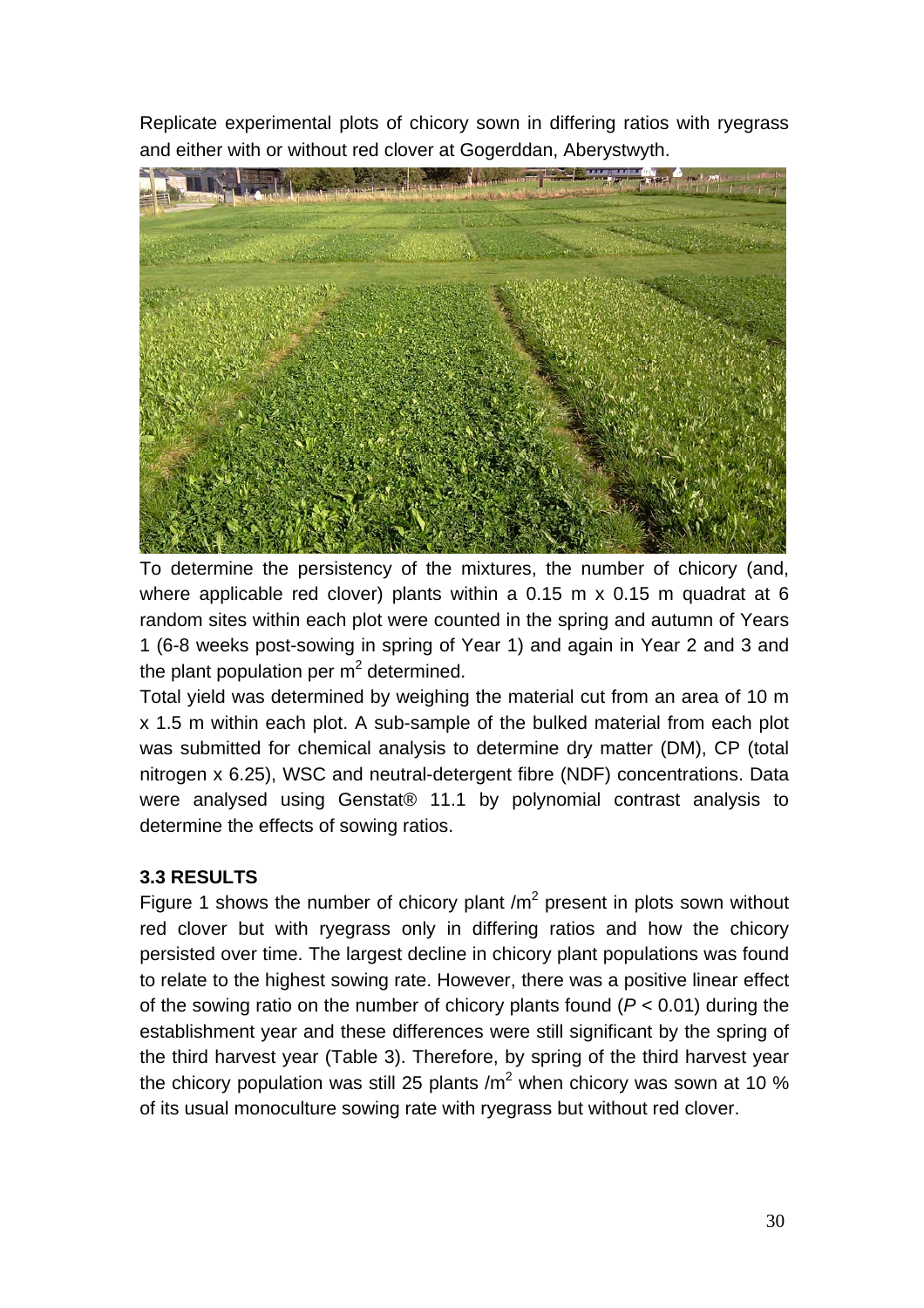Replicate experimental plots of chicory sown in differing ratios with ryegrass and either with or without red clover at Gogerddan, Aberystwyth.

To determine the persistency of the mixtures, the number of chicory (and, where applicable red clover) plants within a 0.15 m x 0.15 m quadrat at 6 random sites within each plot were counted in the spring and autumn of Years 1 (6-8 weeks post-sowing in spring of Year 1) and again in Year 2 and 3 and the plant population per $m^2$ determined.

Total yield was determined by weighing the material cut from an area of 10 m x 1.5 m within each plot. A sub-sample of the bulked material from each plot was submitted for chemical analysis to determine dry matter (DM), CP (total nitrogen x 6.25), WSC and neutral-detergent fibre (NDF) concentrations. Data were analysed using Genstat® 11.1 by polynomial contrast analysis to determine the effects of sowing ratios.

### 3.3 RESULTS

Figure 1 shows the number of chicory plant /$m^2$ present in plots sown without red clover but with ryegrass only in differing ratios and how the chicory persisted over time. The largest decline in chicory plant populations was found to relate to the highest sowing rate. However, there was a positive linear effect of the sowing ratio on the number of chicory plants found ($P < 0.01$) during the establishment year and these differences were still significant by the spring of the third harvest year (Table 3). Therefore, by spring of the third harvest year the chicory population was still 25 plants /$m^2$ when chicory was sown at 10 % of its usual monoculture sowing rate with ryegrass but without red clover.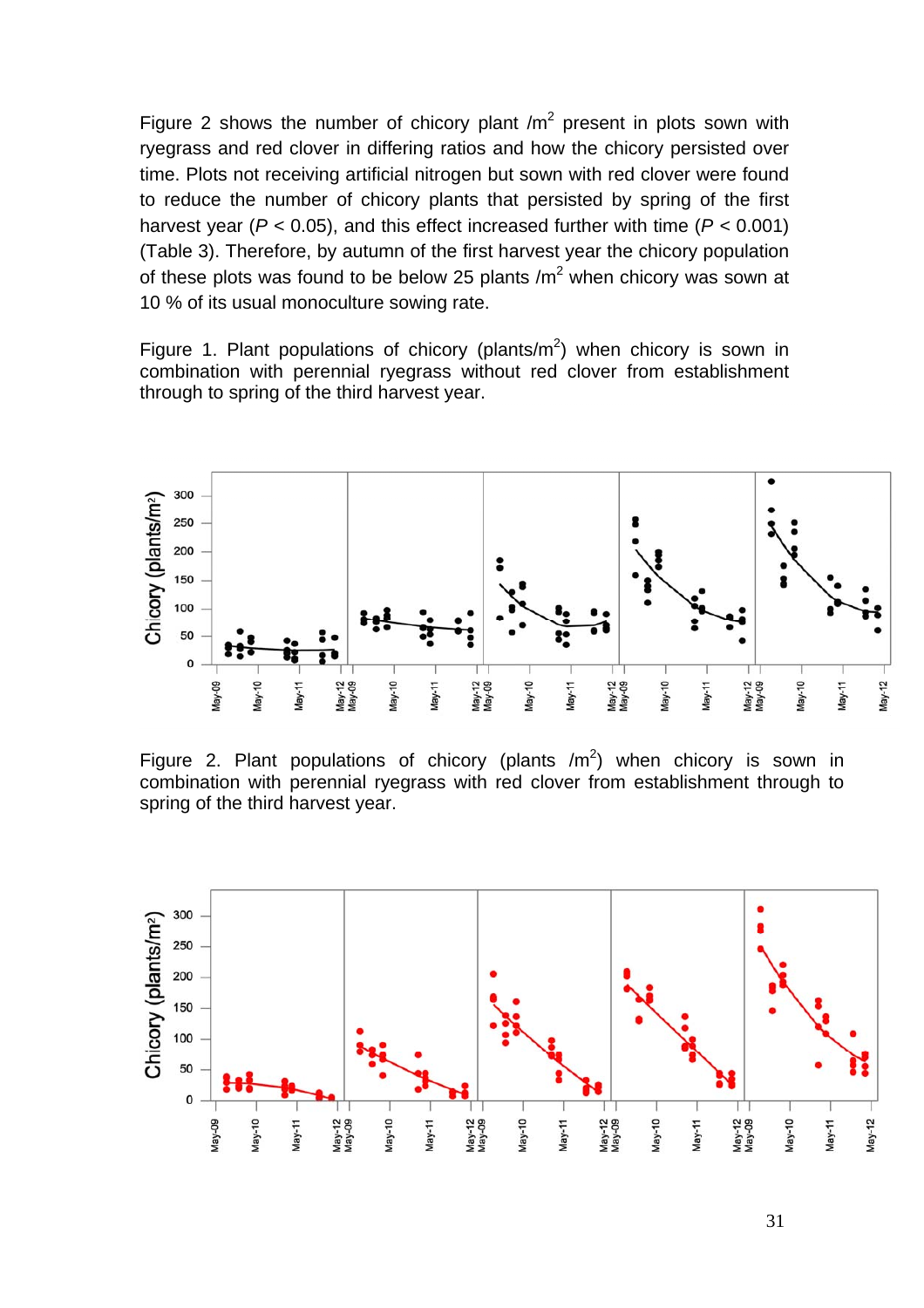Figure 2 shows the number of chicory plant /m$^2$ present in plots sown with ryegrass and red clover in differing ratios and how the chicory persisted over time. Plots not receiving artificial nitrogen but sown with red clover were found to reduce the number of chicory plants that persisted by spring of the first harvest year ($P < 0.05$), and this effect increased further with time ($P < 0.001$) (Table 3). Therefore, by autumn of the first harvest year the chicory population of these plots was found to be below 25 plants /m$^2$ when chicory was sown at 10 % of its usual monoculture sowing rate.

Figure 1. Plant populations of chicory (plants/m$^2$) when chicory is sown in combination with perennial ryegrass without red clover from establishment through to spring of the third harvest year.

Figure 2. Plant populations of chicory (plants /m$^2$) when chicory is sown in combination with perennial ryegrass with red clover from establishment through to spring of the third harvest year.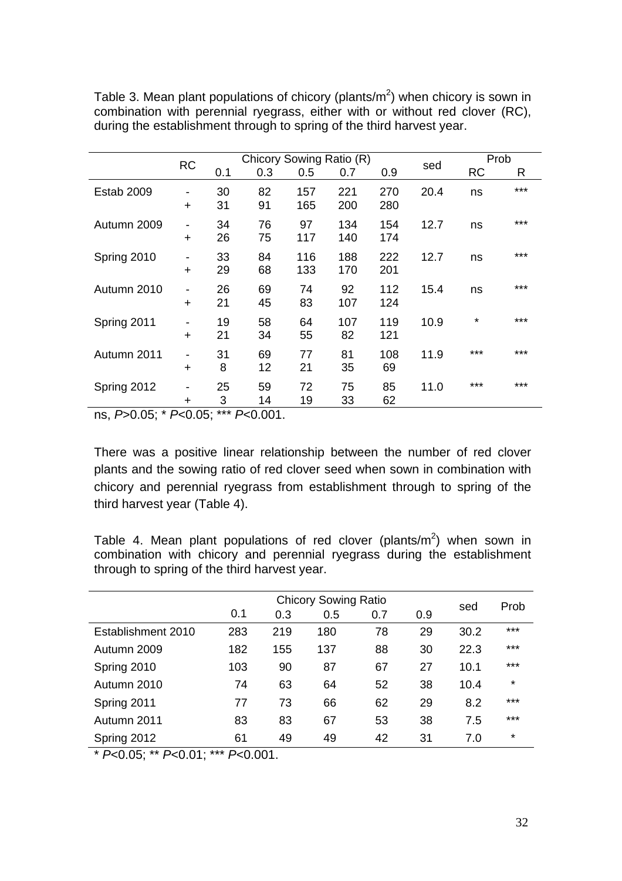Table 3. Mean plant populations of chicory (plants/m$^2$) when chicory is sown in combination with perennial ryegrass, either with or without red clover (RC), during the establishment through to spring of the third harvest year.

| | RC | Chicory Sowing Ratio (R) | | | | | sed | Prob | |
|---|---|---|---|---|---|---|---|---|---|
| | | 0.1 | 0.3 | 0.5 | 0.7 | 0.9 | | RC | R |
| Estab 2009 | - | 30 | 82 | 157 | 221 | 270 | 20.4 | ns | *** |
| | + | 31 | 91 | 165 | 200 | 280 | | | |
| Autumn 2009 | - | 34 | 76 | 97 | 134 | 154 | 12.7 | ns | *** |
| | + | 26 | 75 | 117 | 140 | 174 | | | |
| Spring 2010 | - | 33 | 84 | 116 | 188 | 222 | 12.7 | ns | *** |
| | + | 29 | 68 | 133 | 170 | 201 | | | |
| Autumn 2010 | - | 26 | 69 | 74 | 92 | 112 | 15.4 | ns | *** |
| | + | 21 | 45 | 83 | 107 | 124 | | | |
| Spring 2011 | - | 19 | 58 | 64 | 107 | 119 | 10.9 | * | *** |
| | + | 21 | 34 | 55 | 82 | 121 | | | |
| Autumn 2011 | - | 31 | 69 | 77 | 81 | 108 | 11.9 | *** | *** |
| | + | 8 | 12 | 21 | 35 | 69 | | | |
| Spring 2012 | - | 25 | 59 | 72 | 75 | 85 | 11.0 | *** | *** |
| | + | 3 | 14 | 19 | 33 | 62 | | | |

ns, $P$>0.05; * $P$<0.05; *** $P$<0.001.

There was a positive linear relationship between the number of red clover plants and the sowing ratio of red clover seed when sown in combination with chicory and perennial ryegrass from establishment through to spring of the third harvest year (Table 4).

Table 4. Mean plant populations of red clover (plants/m$^2$) when sown in combination with chicory and perennial ryegrass during the establishment through to spring of the third harvest year.

| | Chicory Sowing Ratio | | | | | sed | Prob |
|---|---|---|---|---|---|---|---|
| | 0.1 | 0.3 | 0.5 | 0.7 | 0.9 | | |
| Establishment 2010 | 283 | 219 | 180 | 78 | 29 | 30.2 | *** |
| Autumn 2009 | 182 | 155 | 137 | 88 | 30 | 22.3 | *** |
| Spring 2010 | 103 | 90 | 87 | 67 | 27 | 10.1 | *** |
| Autumn 2010 | 74 | 63 | 64 | 52 | 38 | 10.4 | * |
| Spring 2011 | 77 | 73 | 66 | 62 | 29 | 8.2 | *** |
| Autumn 2011 | 83 | 83 | 67 | 53 | 38 | 7.5 | *** |
| Spring 2012 | 61 | 49 | 49 | 42 | 31 | 7.0 | * |

* $P$<0.05; ** $P$<0.01; *** $P$<0.001.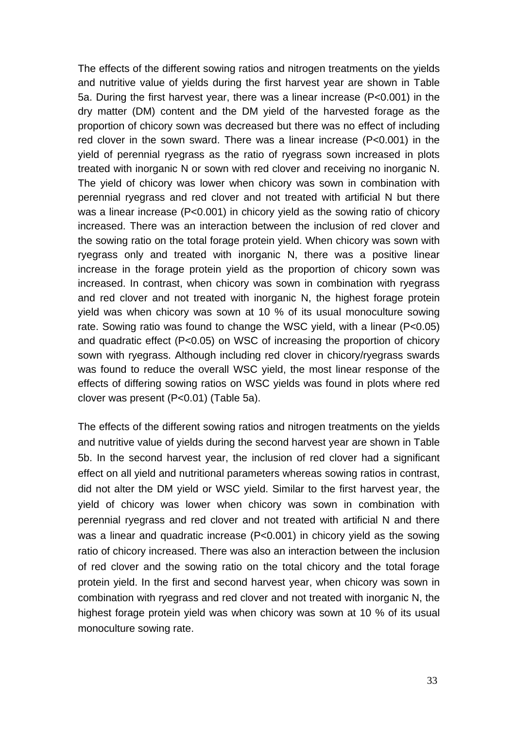The effects of the different sowing ratios and nitrogen treatments on the yields and nutritive value of yields during the first harvest year are shown in Table 5a. During the first harvest year, there was a linear increase ($P<0.001$) in the dry matter (DM) content and the DM yield of the harvested forage as the proportion of chicory sown was decreased but there was no effect of including red clover in the sown sward. There was a linear increase ($P<0.001$) in the yield of perennial ryegrass as the ratio of ryegrass sown increased in plots treated with inorganic N or sown with red clover and receiving no inorganic N. The yield of chicory was lower when chicory was sown in combination with perennial ryegrass and red clover and not treated with artificial N but there was a linear increase ($P<0.001$) in chicory yield as the sowing ratio of chicory increased. There was an interaction between the inclusion of red clover and the sowing ratio on the total forage protein yield. When chicory was sown with ryegrass only and treated with inorganic N, there was a positive linear increase in the forage protein yield as the proportion of chicory sown was increased. In contrast, when chicory was sown in combination with ryegrass and red clover and not treated with inorganic N, the highest forage protein yield was when chicory was sown at 10 % of its usual monoculture sowing rate. Sowing ratio was found to change the WSC yield, with a linear ($P<0.05$) and quadratic effect ($P<0.05$) on WSC of increasing the proportion of chicory sown with ryegrass. Although including red clover in chicory/ryegrass swards was found to reduce the overall WSC yield, the most linear response of the effects of differing sowing ratios on WSC yields was found in plots where red clover was present ($P<0.01$) (Table 5a).

The effects of the different sowing ratios and nitrogen treatments on the yields and nutritive value of yields during the second harvest year are shown in Table 5b. In the second harvest year, the inclusion of red clover had a significant effect on all yield and nutritional parameters whereas sowing ratios in contrast, did not alter the DM yield or WSC yield. Similar to the first harvest year, the yield of chicory was lower when chicory was sown in combination with perennial ryegrass and red clover and not treated with artificial N and there was a linear and quadratic increase ($P<0.001$) in chicory yield as the sowing ratio of chicory increased. There was also an interaction between the inclusion of red clover and the sowing ratio on the total chicory and the total forage protein yield. In the first and second harvest year, when chicory was sown in combination with ryegrass and red clover and not treated with inorganic N, the highest forage protein yield was when chicory was sown at 10 % of its usual monoculture sowing rate.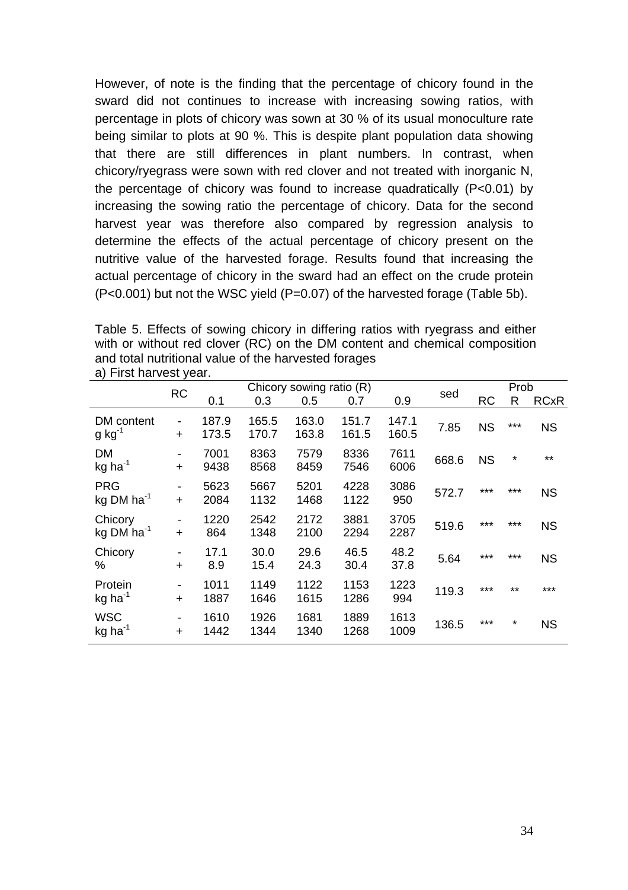However, of note is the finding that the percentage of chicory found in the sward did not continues to increase with increasing sowing ratios, with percentage in plots of chicory was sown at 30 % of its usual monoculture rate being similar to plots at 90 %. This is despite plant population data showing that there are still differences in plant numbers. In contrast, when chicory/ryegrass were sown with red clover and not treated with inorganic N, the percentage of chicory was found to increase quadratically ($P<0.01$) by increasing the sowing ratio the percentage of chicory. Data for the second harvest year was therefore also compared by regression analysis to determine the effects of the actual percentage of chicory present on the nutritive value of the harvested forage. Results found that increasing the actual percentage of chicory in the sward had an effect on the crude protein ($P<0.001$) but not the WSC yield ($P=0.07$) of the harvested forage (Table 5b).

Table 5. Effects of sowing chicory in differing ratios with ryegrass and either with or without red clover (RC) on the DM content and chemical composition and total nutritional value of the harvested forages

a) First harvest year.

| | RC | Chicory sowing ratio (R) | | | | | sed | Prob | | |
|---|---|---|---|---|---|---|---|---|---|---|
| | | 0.1 | 0.3 | 0.5 | 0.7 | 0.9 | | RC | R | RCxR |
| DM content $g\ kg^{-1}$ | - | 187.9 | 165.5 | 163.0 | 151.7 | 147.1 | 7.85 | NS | *** | NS |
| | + | 173.5 | 170.7 | 163.8 | 161.5 | 160.5 | | | | |
| DM $kg\ ha^{-1}$ | - | 7001 | 8363 | 7579 | 8336 | 7611 | 668.6 | NS | * | ** |
| | + | 9438 | 8568 | 8459 | 7546 | 6006 | | | | |
| PRG $kg\ DM\ ha^{-1}$ | - | 5623 | 5667 | 5201 | 4228 | 3086 | 572.7 | *** | *** | NS |
| | + | 2084 | 1132 | 1468 | 1122 | 950 | | | | |
| Chicory $kg\ DM\ ha^{-1}$ | - | 1220 | 2542 | 2172 | 3881 | 3705 | 519.6 | *** | *** | NS |
| | + | 864 | 1348 | 2100 | 2294 | 2287 | | | | |
| Chicory % | - | 17.1 | 30.0 | 29.6 | 46.5 | 48.2 | 5.64 | *** | *** | NS |
| | + | 8.9 | 15.4 | 24.3 | 30.4 | 37.8 | | | | |
| Protein $kg\ ha^{-1}$ | - | 1011 | 1149 | 1122 | 1153 | 1223 | 119.3 | *** | ** | *** |
| | + | 1887 | 1646 | 1615 | 1286 | 994 | | | | |
| WSC $kg\ ha^{-1}$ | - | 1610 | 1926 | 1681 | 1889 | 1613 | 136.5 | *** | * | NS |
| | + | 1442 | 1344 | 1340 | 1268 | 1009 | | | | |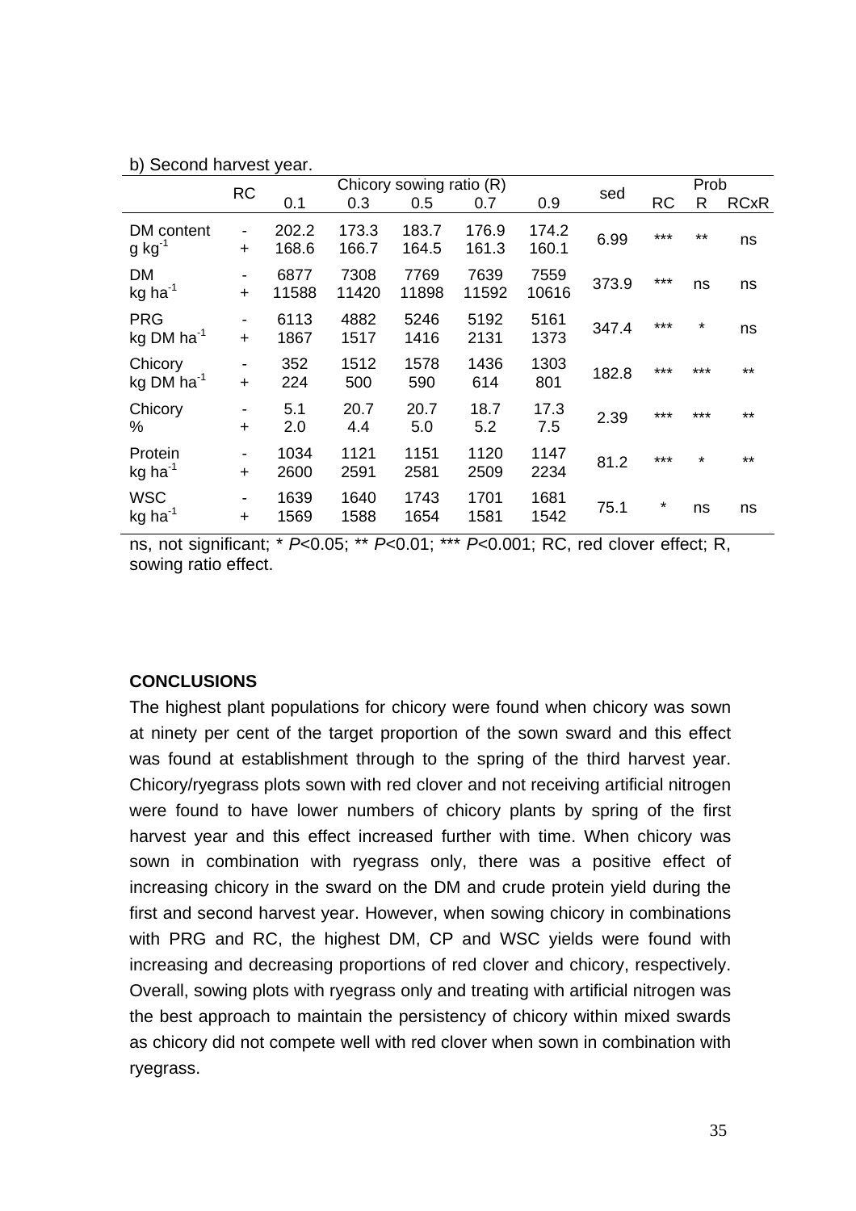b) Second harvest year.

| | RC | Chicory sowing ratio (R) | | | | | sed | Prob | | |
|---|---|---|---|---|---|---|---|---|---|---|
| | | 0.1 | 0.3 | 0.5 | 0.7 | 0.9 | | RC | R | RCxR |
| DM content g kg$^{-1}$ | - | 202.2 | 173.3 | 183.7 | 176.9 | 174.2 | 6.99 | *** | ** | ns |
| | + | 168.6 | 166.7 | 164.5 | 161.3 | 160.1 | | | | |
| DM kg ha$^{-1}$ | - | 6877 | 7308 | 7769 | 7639 | 7559 | 373.9 | *** | ns | ns |
| | + | 11588 | 11420 | 11898 | 11592 | 10616 | | | | |
| PRG kg DM ha$^{-1}$ | - | 6113 | 4882 | 5246 | 5192 | 5161 | 347.4 | *** | * | ns |
| | + | 1867 | 1517 | 1416 | 2131 | 1373 | | | | |
| Chicory kg DM ha$^{-1}$ | - | 352 | 1512 | 1578 | 1436 | 1303 | 182.8 | *** | *** | ** |
| | + | 224 | 500 | 590 | 614 | 801 | | | | |
| Chicory % | - | 5.1 | 20.7 | 20.7 | 18.7 | 17.3 | 2.39 | *** | *** | ** |
| | + | 2.0 | 4.4 | 5.0 | 5.2 | 7.5 | | | | |
| Protein kg ha$^{-1}$ | - | 1034 | 1121 | 1151 | 1120 | 1147 | 81.2 | *** | * | ** |
| | + | 2600 | 2591 | 2581 | 2509 | 2234 | | | | |
| WSC kg ha$^{-1}$ | - | 1639 | 1640 | 1743 | 1701 | 1681 | 75.1 | * | ns | ns |
| | + | 1569 | 1588 | 1654 | 1581 | 1542 | | | | |

ns, not significant; * $P<0.05$; ** $P<0.01$; *** $P<0.001$; RC, red clover effect; R, sowing ratio effect.

**CONCLUSIONS**

The highest plant populations for chicory were found when chicory was sown at ninety per cent of the target proportion of the sown sward and this effect was found at establishment through to the spring of the third harvest year. Chicory/ryegrass plots sown with red clover and not receiving artificial nitrogen were found to have lower numbers of chicory plants by spring of the first harvest year and this effect increased further with time. When chicory was sown in combination with ryegrass only, there was a positive effect of increasing chicory in the sward on the DM and crude protein yield during the first and second harvest year. However, when sowing chicory in combinations with PRG and RC, the highest DM, CP and WSC yields were found with increasing and decreasing proportions of red clover and chicory, respectively. Overall, sowing plots with ryegrass only and treating with artificial nitrogen was the best approach to maintain the persistency of chicory within mixed swards as chicory did not compete well with red clover when sown in combination with ryegrass.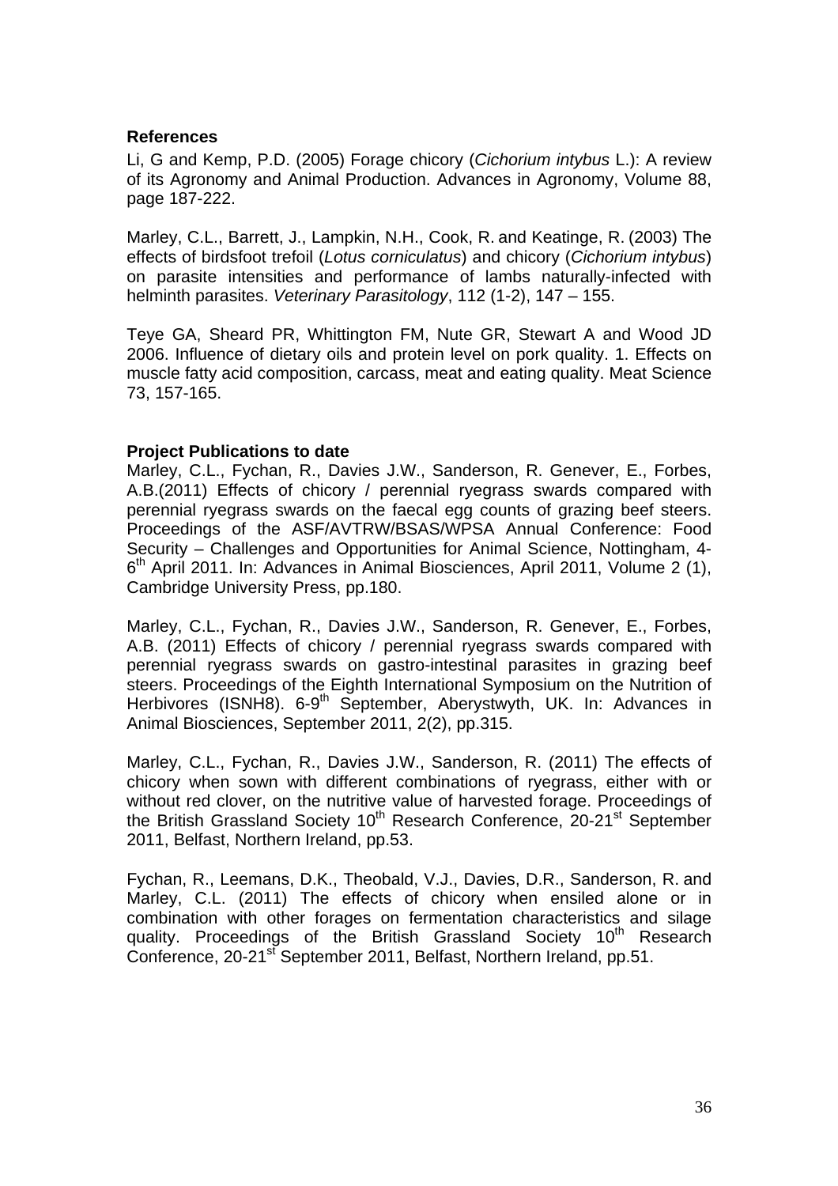**References**

Li, G and Kemp, P.D. (2005) Forage chicory (*Cichorium intybus* L.): A review of its Agronomy and Animal Production. Advances in Agronomy, Volume 88, page 187-222.

Marley, C.L., Barrett, J., Lampkin, N.H., Cook, R. and Keatinge, R. (2003) The effects of birdsfoot trefoil (*Lotus corniculatus*) and chicory (*Cichorium intybus*) on parasite intensities and performance of lambs naturally-infected with helminth parasites. *Veterinary Parasitology*, 112 (1-2), 147 – 155.

Teye GA, Sheard PR, Whittington FM, Nute GR, Stewart A and Wood JD 2006. Influence of dietary oils and protein level on pork quality. 1. Effects on muscle fatty acid composition, carcass, meat and eating quality. Meat Science 73, 157-165.

**Project Publications to date**

Marley, C.L., Fychan, R., Davies J.W., Sanderson, R. Genever, E., Forbes, A.B.(2011) Effects of chicory / perennial ryegrass swards compared with perennial ryegrass swards on the faecal egg counts of grazing beef steers. Proceedings of the ASF/AVTRW/BSAS/WPSA Annual Conference: Food Security – Challenges and Opportunities for Animal Science, Nottingham, 4-6th April 2011. In: Advances in Animal Biosciences, April 2011, Volume 2 (1), Cambridge University Press, pp.180.

Marley, C.L., Fychan, R., Davies J.W., Sanderson, R. Genever, E., Forbes, A.B. (2011) Effects of chicory / perennial ryegrass swards compared with perennial ryegrass swards on gastro-intestinal parasites in grazing beef steers. Proceedings of the Eighth International Symposium on the Nutrition of Herbivores (ISNH8). 6-9th September, Aberystwyth, UK. In: Advances in Animal Biosciences, September 2011, 2(2), pp.315.

Marley, C.L., Fychan, R., Davies J.W., Sanderson, R. (2011) The effects of chicory when sown with different combinations of ryegrass, either with or without red clover, on the nutritive value of harvested forage. Proceedings of the British Grassland Society 10th Research Conference, 20-21st September 2011, Belfast, Northern Ireland, pp.53.

Fychan, R., Leemans, D.K., Theobald, V.J., Davies, D.R., Sanderson, R. and Marley, C.L. (2011) The effects of chicory when ensiled alone or in combination with other forages on fermentation characteristics and silage quality. Proceedings of the British Grassland Society 10th Research Conference, 20-21st September 2011, Belfast, Northern Ireland, pp.51.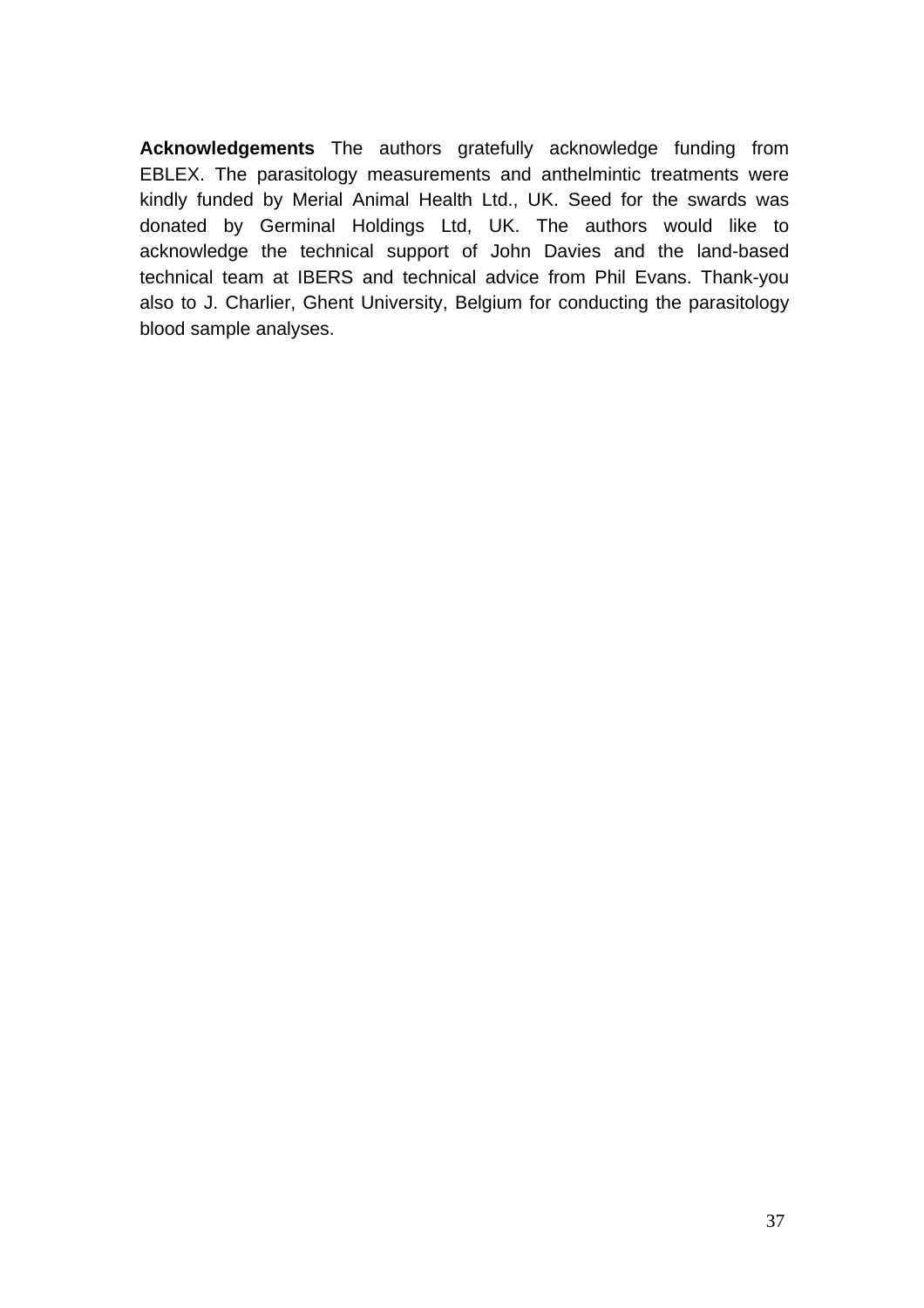**Acknowledgements** The authors gratefully acknowledge funding from EBLEX. The parasitology measurements and anthelmintic treatments were kindly funded by Merial Animal Health Ltd., UK. Seed for the swards was donated by Germinal Holdings Ltd, UK. The authors would like to acknowledge the technical support of John Davies and the land-based technical team at IBERS and technical advice from Phil Evans. Thank-you also to J. Charlier, Ghent University, Belgium for conducting the parasitology blood sample analyses.